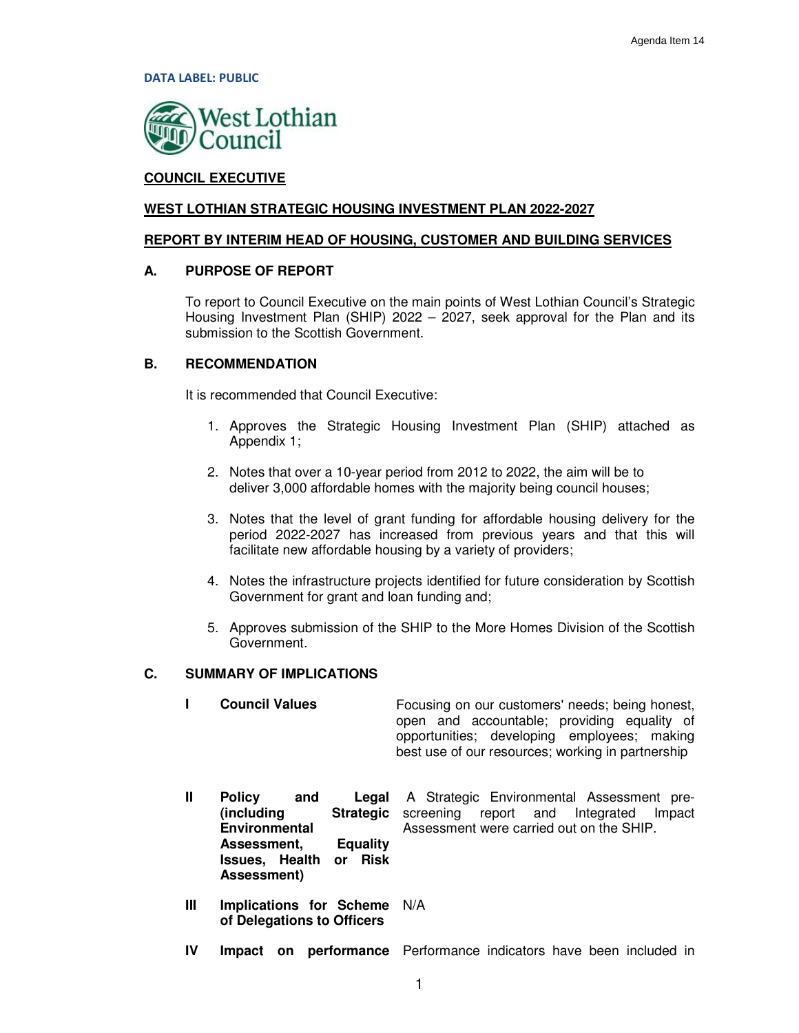Agenda Item 14

DATA LABEL: PUBLIC

West Lothian Council

**COUNCIL EXECUTIVE**

**WEST LOTHIAN STRATEGIC HOUSING INVESTMENT PLAN 2022-2027**

**REPORT BY INTERIM HEAD OF HOUSING, CUSTOMER AND BUILDING SERVICES**

## A. PURPOSE OF REPORT

To report to Council Executive on the main points of West Lothian Council's Strategic Housing Investment Plan (SHIP) 2022 – 2027, seek approval for the Plan and its submission to the Scottish Government.

## B. RECOMMENDATION

It is recommended that Council Executive:

1. Approves the Strategic Housing Investment Plan (SHIP) attached as Appendix 1;
2. Notes that over a 10-year period from 2012 to 2022, the aim will be to deliver 3,000 affordable homes with the majority being council houses;
3. Notes that the level of grant funding for affordable housing delivery for the period 2022-2027 has increased from previous years and that this will facilitate new affordable housing by a variety of providers;
4. Notes the infrastructure projects identified for future consideration by Scottish Government for grant and loan funding and;
5. Approves submission of the SHIP to the More Homes Division of the Scottish Government.

## C. SUMMARY OF IMPLICATIONS

| | | |
|---|---|---|
| **I** | **Council Values** | Focusing on our customers' needs; being honest, open and accountable; providing equality of opportunities; developing employees; making best use of our resources; working in partnership |
| **II** | **Policy and Legal (including Strategic Environmental Assessment, Equality Issues, Health or Risk Assessment)** | A Strategic Environmental Assessment pre-screening report and Integrated Impact Assessment were carried out on the SHIP. |
| **III** | **Implications for Scheme of Delegations to Officers** | N/A |
| **IV** | **Impact on performance** | Performance indicators have been included in |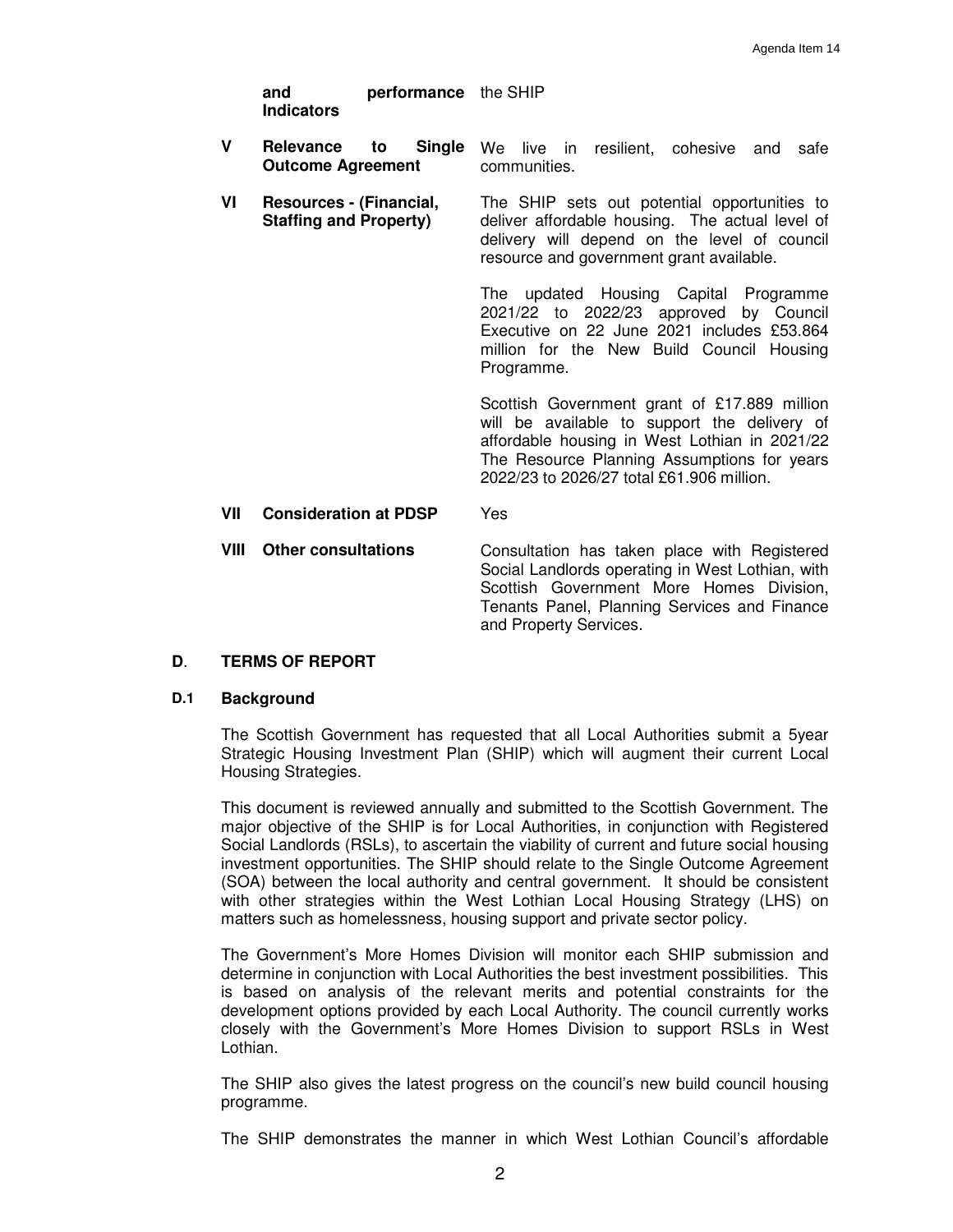| | | |
|---|---|---|
| | **and performance Indicators** | the SHIP |
| **V** | **Relevance to Single Outcome Agreement** | We live in resilient, cohesive and safe communities. |
| **VI** | **Resources - (Financial, Staffing and Property)** | The SHIP sets out potential opportunities to deliver affordable housing. The actual level of delivery will depend on the level of council resource and government grant available.<br><br>The updated Housing Capital Programme 2021/22 to 2022/23 approved by Council Executive on 22 June 2021 includes £53.864 million for the New Build Council Housing Programme.<br><br>Scottish Government grant of £17.889 million will be available to support the delivery of affordable housing in West Lothian in 2021/22 The Resource Planning Assumptions for years 2022/23 to 2026/27 total £61.906 million. |
| **VII** | **Consideration at PDSP** | Yes |
| **VIII** | **Other consultations** | Consultation has taken place with Registered Social Landlords operating in West Lothian, with Scottish Government More Homes Division, Tenants Panel, Planning Services and Finance and Property Services. |

## D. TERMS OF REPORT

### D.1 Background

The Scottish Government has requested that all Local Authorities submit a 5year Strategic Housing Investment Plan (SHIP) which will augment their current Local Housing Strategies.

This document is reviewed annually and submitted to the Scottish Government. The major objective of the SHIP is for Local Authorities, in conjunction with Registered Social Landlords (RSLs), to ascertain the viability of current and future social housing investment opportunities. The SHIP should relate to the Single Outcome Agreement (SOA) between the local authority and central government. It should be consistent with other strategies within the West Lothian Local Housing Strategy (LHS) on matters such as homelessness, housing support and private sector policy.

The Government's More Homes Division will monitor each SHIP submission and determine in conjunction with Local Authorities the best investment possibilities. This is based on analysis of the relevant merits and potential constraints for the development options provided by each Local Authority. The council currently works closely with the Government's More Homes Division to support RSLs in West Lothian.

The SHIP also gives the latest progress on the council's new build council housing programme.

The SHIP demonstrates the manner in which West Lothian Council's affordable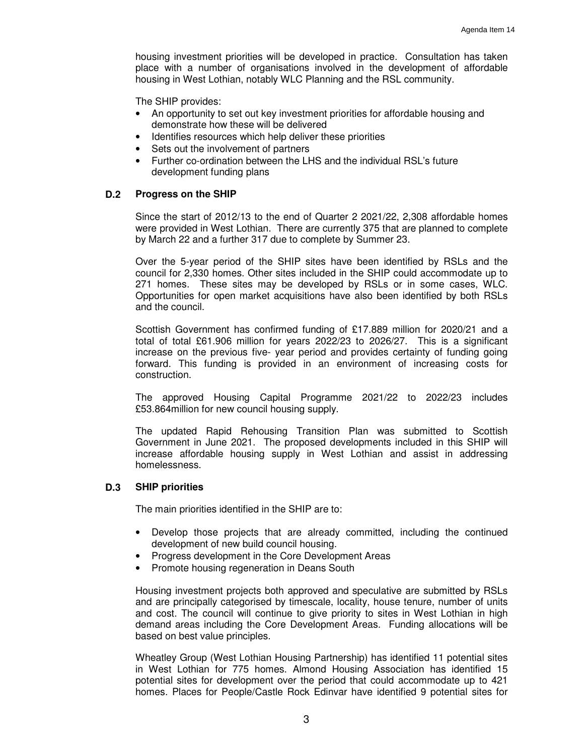housing investment priorities will be developed in practice. Consultation has taken place with a number of organisations involved in the development of affordable housing in West Lothian, notably WLC Planning and the RSL community.

The SHIP provides:

- An opportunity to set out key investment priorities for affordable housing and demonstrate how these will be delivered
- Identifies resources which help deliver these priorities
- Sets out the involvement of partners
- Further co-ordination between the LHS and the individual RSL's future development funding plans

### D.2 Progress on the SHIP

Since the start of 2012/13 to the end of Quarter 2 2021/22, 2,308 affordable homes were provided in West Lothian. There are currently 375 that are planned to complete by March 22 and a further 317 due to complete by Summer 23.

Over the 5-year period of the SHIP sites have been identified by RSLs and the council for 2,330 homes. Other sites included in the SHIP could accommodate up to 271 homes. These sites may be developed by RSLs or in some cases, WLC. Opportunities for open market acquisitions have also been identified by both RSLs and the council.

Scottish Government has confirmed funding of £17.889 million for 2020/21 and a total of total £61.906 million for years 2022/23 to 2026/27. This is a significant increase on the previous five- year period and provides certainty of funding going forward. This funding is provided in an environment of increasing costs for construction.

The approved Housing Capital Programme 2021/22 to 2022/23 includes £53.864million for new council housing supply.

The updated Rapid Rehousing Transition Plan was submitted to Scottish Government in June 2021. The proposed developments included in this SHIP will increase affordable housing supply in West Lothian and assist in addressing homelessness.

### D.3 SHIP priorities

The main priorities identified in the SHIP are to:

- Develop those projects that are already committed, including the continued development of new build council housing.
- Progress development in the Core Development Areas
- Promote housing regeneration in Deans South

Housing investment projects both approved and speculative are submitted by RSLs and are principally categorised by timescale, locality, house tenure, number of units and cost. The council will continue to give priority to sites in West Lothian in high demand areas including the Core Development Areas. Funding allocations will be based on best value principles.

Wheatley Group (West Lothian Housing Partnership) has identified 11 potential sites in West Lothian for 775 homes. Almond Housing Association has identified 15 potential sites for development over the period that could accommodate up to 421 homes. Places for People/Castle Rock Edinvar have identified 9 potential sites for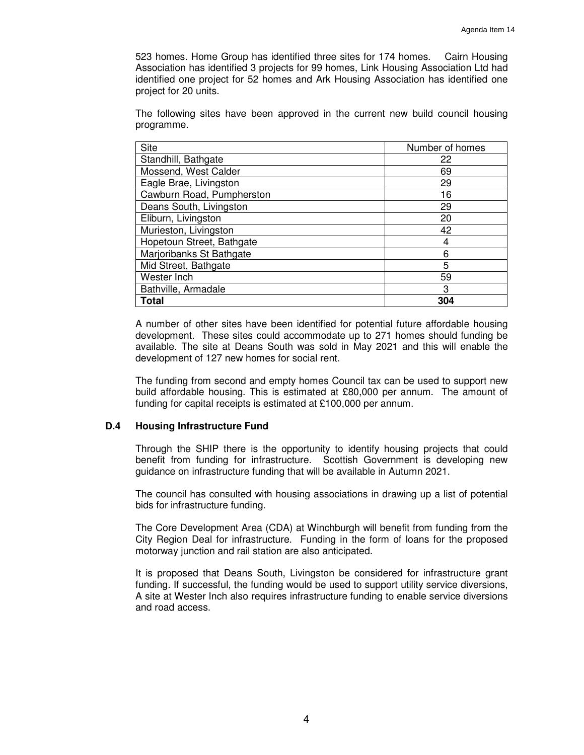523 homes. Home Group has identified three sites for 174 homes. Cairn Housing Association has identified 3 projects for 99 homes, Link Housing Association Ltd had identified one project for 52 homes and Ark Housing Association has identified one project for 20 units.

The following sites have been approved in the current new build council housing programme.

| Site | Number of homes |
|---|---|
| Standhill, Bathgate | 22 |
| Mossend, West Calder | 69 |
| Eagle Brae, Livingston | 29 |
| Cawburn Road, Pumpherston | 16 |
| Deans South, Livingston | 29 |
| Eliburn, Livingston | 20 |
| Murieston, Livingston | 42 |
| Hopetoun Street, Bathgate | 4 |
| Marjoribanks St Bathgate | 6 |
| Mid Street, Bathgate | 5 |
| Wester Inch | 59 |
| Bathville, Armadale | 3 |
| **Total** | **304** |

A number of other sites have been identified for potential future affordable housing development. These sites could accommodate up to 271 homes should funding be available. The site at Deans South was sold in May 2021 and this will enable the development of 127 new homes for social rent.

The funding from second and empty homes Council tax can be used to support new build affordable housing. This is estimated at £80,000 per annum. The amount of funding for capital receipts is estimated at £100,000 per annum.

### D.4 Housing Infrastructure Fund

Through the SHIP there is the opportunity to identify housing projects that could benefit from funding for infrastructure. Scottish Government is developing new guidance on infrastructure funding that will be available in Autumn 2021.

The council has consulted with housing associations in drawing up a list of potential bids for infrastructure funding.

The Core Development Area (CDA) at Winchburgh will benefit from funding from the City Region Deal for infrastructure. Funding in the form of loans for the proposed motorway junction and rail station are also anticipated.

It is proposed that Deans South, Livingston be considered for infrastructure grant funding. If successful, the funding would be used to support utility service diversions, A site at Wester Inch also requires infrastructure funding to enable service diversions and road access.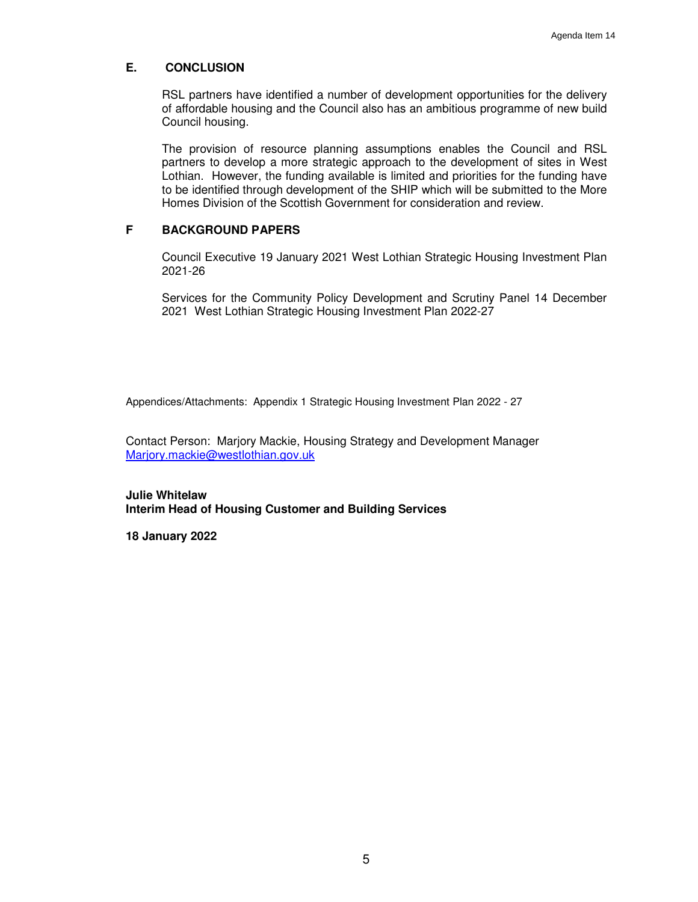## E. CONCLUSION

RSL partners have identified a number of development opportunities for the delivery of affordable housing and the Council also has an ambitious programme of new build Council housing.

The provision of resource planning assumptions enables the Council and RSL partners to develop a more strategic approach to the development of sites in West Lothian. However, the funding available is limited and priorities for the funding have to be identified through development of the SHIP which will be submitted to the More Homes Division of the Scottish Government for consideration and review.

## F BACKGROUND PAPERS

Council Executive 19 January 2021 West Lothian Strategic Housing Investment Plan 2021-26

Services for the Community Policy Development and Scrutiny Panel 14 December 2021 West Lothian Strategic Housing Investment Plan 2022-27

Appendices/Attachments: Appendix 1 Strategic Housing Investment Plan 2022 - 27

Contact Person: Marjory Mackie, Housing Strategy and Development Manager
Marjory.mackie@westlothian.gov.uk

**Julie Whitelaw**
**Interim Head of Housing Customer and Building Services**

**18 January 2022**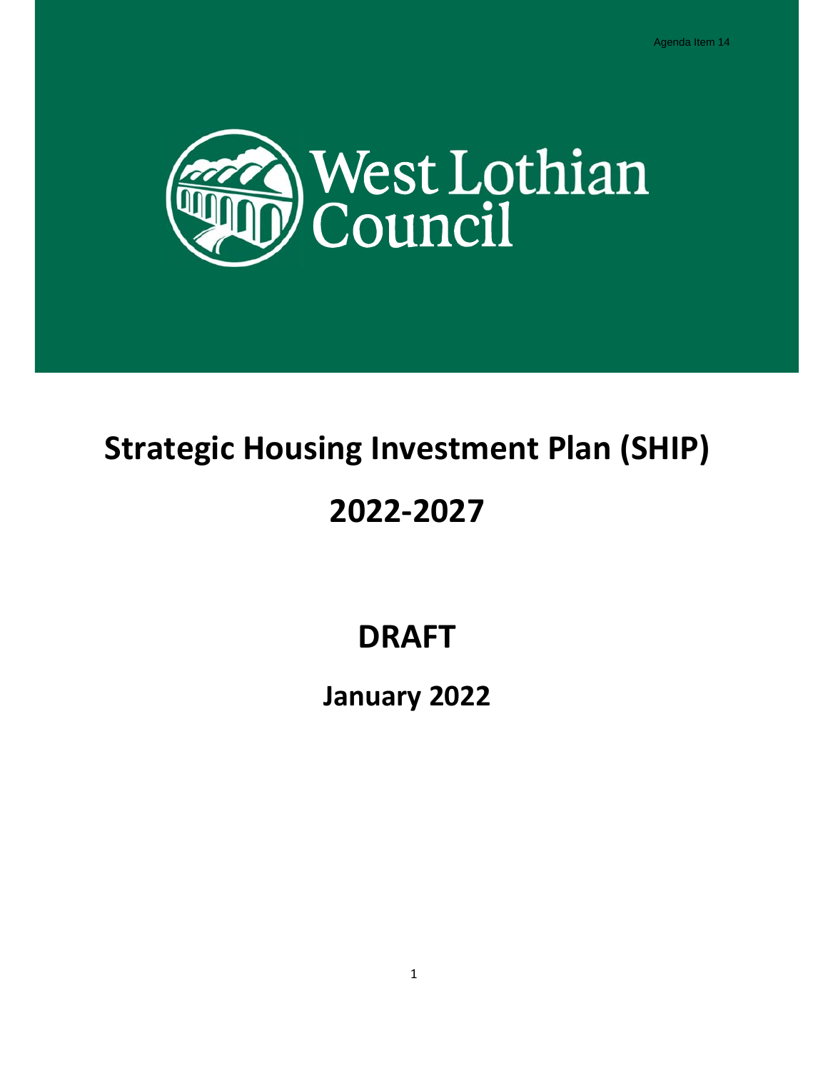Agenda Item 14

# Strategic Housing Investment Plan (SHIP)

# 2022-2027

# DRAFT

## January 2022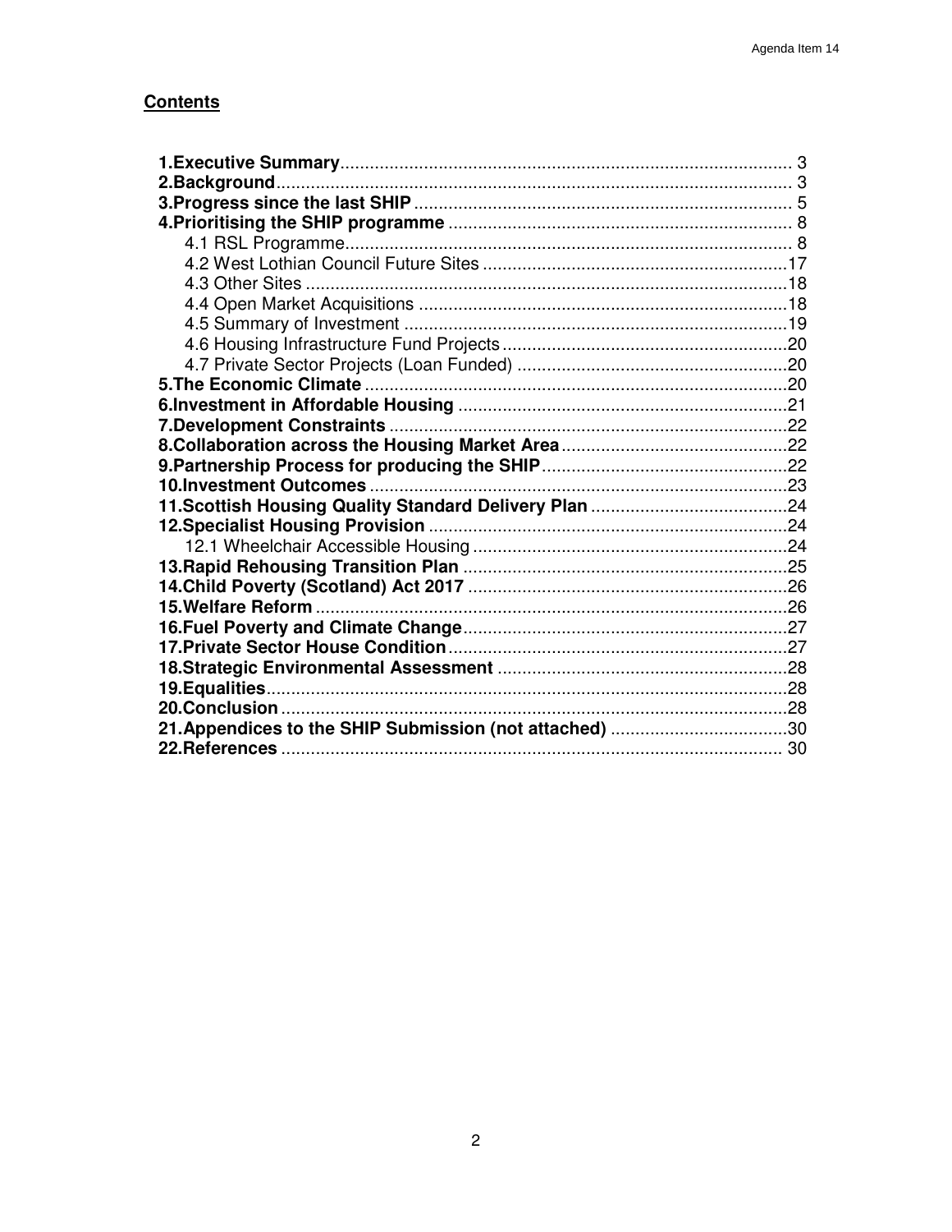## Contents

**1.Executive Summary** ........................................................................................... 3
**2.Background** ........................................................................................................ 3
**3.Progress since the last SHIP** ............................................................................ 5
**4.Prioritising the SHIP programme** ..................................................................... 8
  4.1 RSL Programme.......................................................................................... 8
  4.2 West Lothian Council Future Sites ..............................................................17
  4.3 Other Sites ..................................................................................................18
  4.4 Open Market Acquisitions ...........................................................................18
  4.5 Summary of Investment ..............................................................................19
  4.6 Housing Infrastructure Fund Projects ..........................................................20
  4.7 Private Sector Projects (Loan Funded) .......................................................20
**5.The Economic Climate** ......................................................................................20
**6.Investment in Affordable Housing** ...................................................................21
**7.Development Constraints** ................................................................................22
**8.Collaboration across the Housing Market Area** ..............................................22
**9.Partnership Process for producing the SHIP** ..................................................22
**10.Investment Outcomes** .....................................................................................23
**11.Scottish Housing Quality Standard Delivery Plan** ........................................24
**12.Specialist Housing Provision** .........................................................................24
  12.1 Wheelchair Accessible Housing ................................................................24
**13.Rapid Rehousing Transition Plan** ..................................................................25
**14.Child Poverty (Scotland) Act 2017** ................................................................26
**15.Welfare Reform** ................................................................................................26
**16.Fuel Poverty and Climate Change** ..................................................................27
**17.Private Sector House Condition** .....................................................................27
**18.Strategic Environmental Assessment** ...........................................................28
**19.Equalities** ..........................................................................................................28
**20.Conclusion** .......................................................................................................28
**21.Appendices to the SHIP Submission (not attached)** ....................................30
**22.References** ...................................................................................................... 30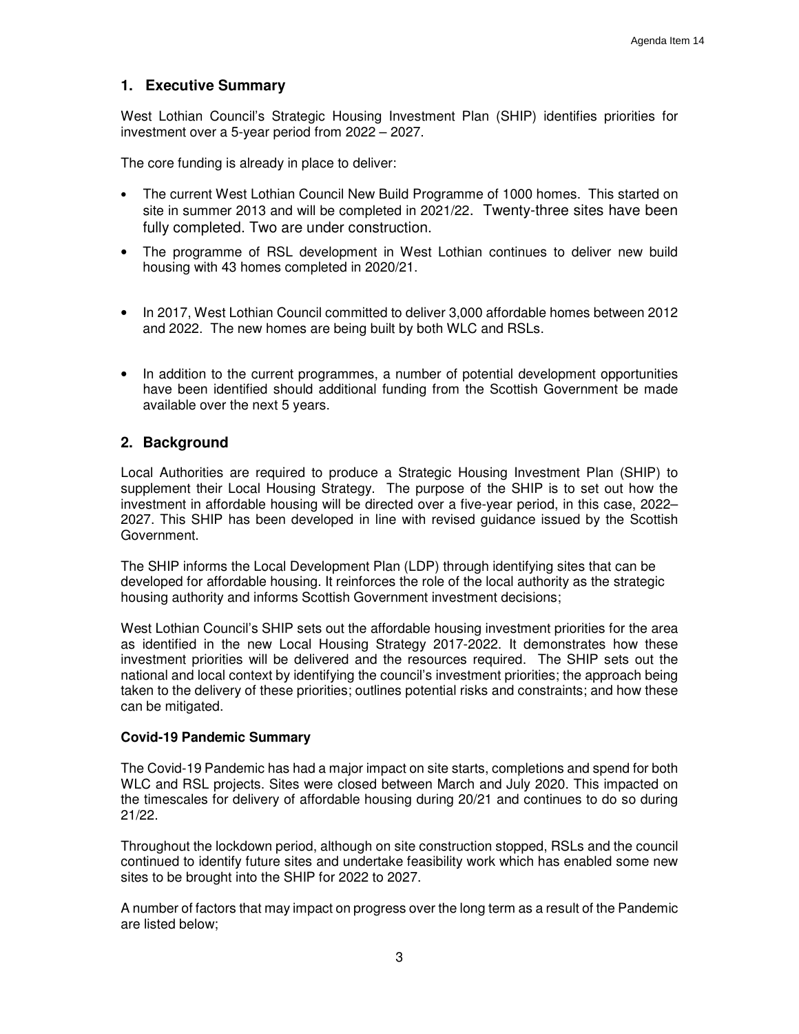## 1. Executive Summary

West Lothian Council's Strategic Housing Investment Plan (SHIP) identifies priorities for investment over a 5-year period from 2022 – 2027.

The core funding is already in place to deliver:

- The current West Lothian Council New Build Programme of 1000 homes. This started on site in summer 2013 and will be completed in 2021/22. Twenty-three sites have been fully completed. Two are under construction.
- The programme of RSL development in West Lothian continues to deliver new build housing with 43 homes completed in 2020/21.
- In 2017, West Lothian Council committed to deliver 3,000 affordable homes between 2012 and 2022. The new homes are being built by both WLC and RSLs.
- In addition to the current programmes, a number of potential development opportunities have been identified should additional funding from the Scottish Government be made available over the next 5 years.

## 2. Background

Local Authorities are required to produce a Strategic Housing Investment Plan (SHIP) to supplement their Local Housing Strategy. The purpose of the SHIP is to set out how the investment in affordable housing will be directed over a five-year period, in this case, 2022–2027. This SHIP has been developed in line with revised guidance issued by the Scottish Government.

The SHIP informs the Local Development Plan (LDP) through identifying sites that can be developed for affordable housing. It reinforces the role of the local authority as the strategic housing authority and informs Scottish Government investment decisions;

West Lothian Council's SHIP sets out the affordable housing investment priorities for the area as identified in the new Local Housing Strategy 2017-2022. It demonstrates how these investment priorities will be delivered and the resources required. The SHIP sets out the national and local context by identifying the council's investment priorities; the approach being taken to the delivery of these priorities; outlines potential risks and constraints; and how these can be mitigated.

**Covid-19 Pandemic Summary**

The Covid-19 Pandemic has had a major impact on site starts, completions and spend for both WLC and RSL projects. Sites were closed between March and July 2020. This impacted on the timescales for delivery of affordable housing during 20/21 and continues to do so during 21/22.

Throughout the lockdown period, although on site construction stopped, RSLs and the council continued to identify future sites and undertake feasibility work which has enabled some new sites to be brought into the SHIP for 2022 to 2027.

A number of factors that may impact on progress over the long term as a result of the Pandemic are listed below;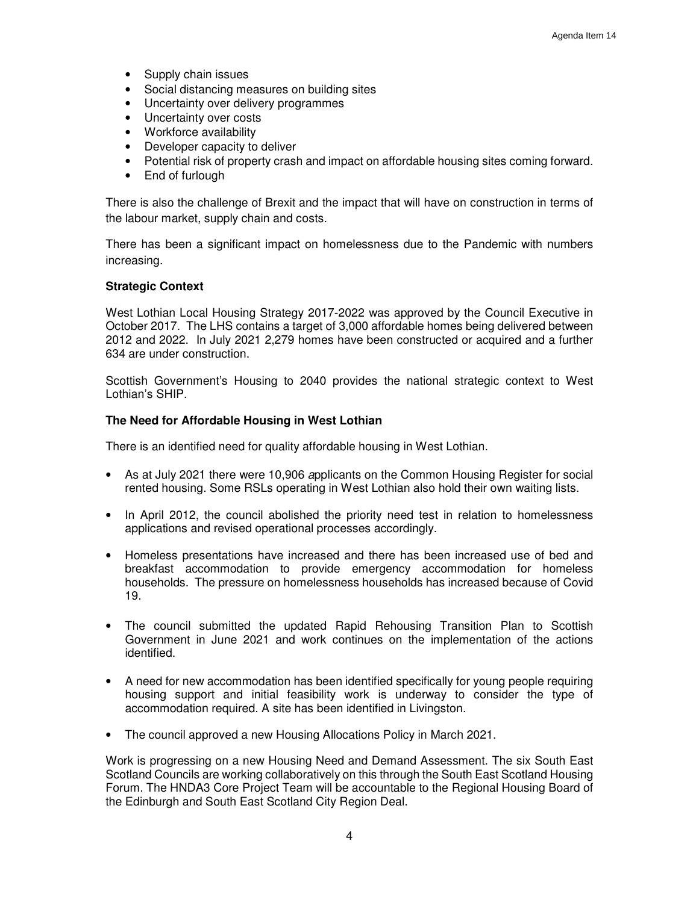- Supply chain issues
- Social distancing measures on building sites
- Uncertainty over delivery programmes
- Uncertainty over costs
- Workforce availability
- Developer capacity to deliver
- Potential risk of property crash and impact on affordable housing sites coming forward.
- End of furlough

There is also the challenge of Brexit and the impact that will have on construction in terms of the labour market, supply chain and costs.

There has been a significant impact on homelessness due to the Pandemic with numbers increasing.

**Strategic Context**

West Lothian Local Housing Strategy 2017-2022 was approved by the Council Executive in October 2017. The LHS contains a target of 3,000 affordable homes being delivered between 2012 and 2022. In July 2021 2,279 homes have been constructed or acquired and a further 634 are under construction.

Scottish Government's Housing to 2040 provides the national strategic context to West Lothian's SHIP.

**The Need for Affordable Housing in West Lothian**

There is an identified need for quality affordable housing in West Lothian.

- As at July 2021 there were 10,906 *a*pplicants on the Common Housing Register for social rented housing. Some RSLs operating in West Lothian also hold their own waiting lists.
- In April 2012, the council abolished the priority need test in relation to homelessness applications and revised operational processes accordingly.
- Homeless presentations have increased and there has been increased use of bed and breakfast accommodation to provide emergency accommodation for homeless households. The pressure on homelessness households has increased because of Covid 19.
- The council submitted the updated Rapid Rehousing Transition Plan to Scottish Government in June 2021 and work continues on the implementation of the actions identified.
- A need for new accommodation has been identified specifically for young people requiring housing support and initial feasibility work is underway to consider the type of accommodation required. A site has been identified in Livingston.
- The council approved a new Housing Allocations Policy in March 2021.

Work is progressing on a new Housing Need and Demand Assessment. The six South East Scotland Councils are working collaboratively on this through the South East Scotland Housing Forum. The HNDA3 Core Project Team will be accountable to the Regional Housing Board of the Edinburgh and South East Scotland City Region Deal.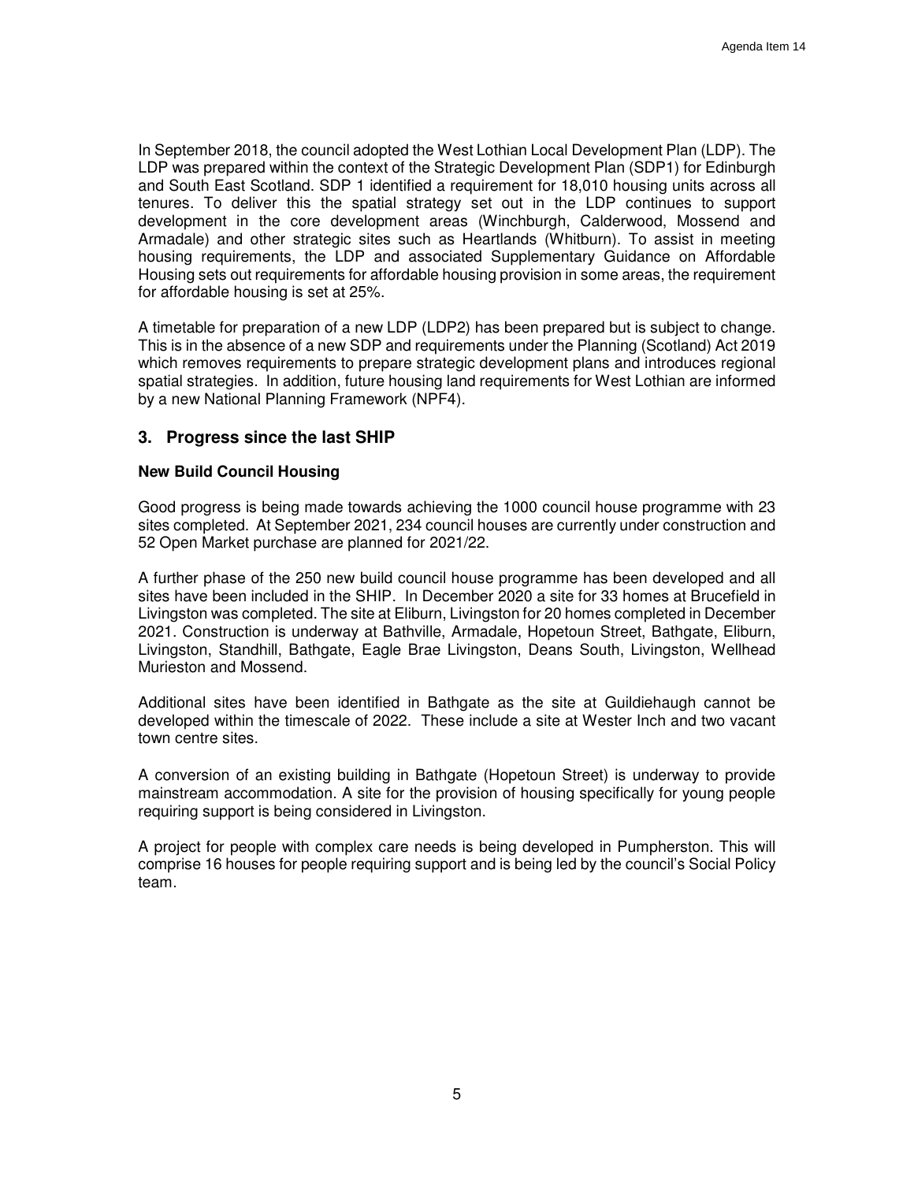In September 2018, the council adopted the West Lothian Local Development Plan (LDP). The LDP was prepared within the context of the Strategic Development Plan (SDP1) for Edinburgh and South East Scotland. SDP 1 identified a requirement for 18,010 housing units across all tenures. To deliver this the spatial strategy set out in the LDP continues to support development in the core development areas (Winchburgh, Calderwood, Mossend and Armadale) and other strategic sites such as Heartlands (Whitburn). To assist in meeting housing requirements, the LDP and associated Supplementary Guidance on Affordable Housing sets out requirements for affordable housing provision in some areas, the requirement for affordable housing is set at 25%.

A timetable for preparation of a new LDP (LDP2) has been prepared but is subject to change. This is in the absence of a new SDP and requirements under the Planning (Scotland) Act 2019 which removes requirements to prepare strategic development plans and introduces regional spatial strategies. In addition, future housing land requirements for West Lothian are informed by a new National Planning Framework (NPF4).

## 3. Progress since the last SHIP

### New Build Council Housing

Good progress is being made towards achieving the 1000 council house programme with 23 sites completed. At September 2021, 234 council houses are currently under construction and 52 Open Market purchase are planned for 2021/22.

A further phase of the 250 new build council house programme has been developed and all sites have been included in the SHIP. In December 2020 a site for 33 homes at Brucefield in Livingston was completed. The site at Eliburn, Livingston for 20 homes completed in December 2021. Construction is underway at Bathville, Armadale, Hopetoun Street, Bathgate, Eliburn, Livingston, Standhill, Bathgate, Eagle Brae Livingston, Deans South, Livingston, Wellhead Murieston and Mossend.

Additional sites have been identified in Bathgate as the site at Guildiehaugh cannot be developed within the timescale of 2022. These include a site at Wester Inch and two vacant town centre sites.

A conversion of an existing building in Bathgate (Hopetoun Street) is underway to provide mainstream accommodation. A site for the provision of housing specifically for young people requiring support is being considered in Livingston.

A project for people with complex care needs is being developed in Pumpherston. This will comprise 16 houses for people requiring support and is being led by the council's Social Policy team.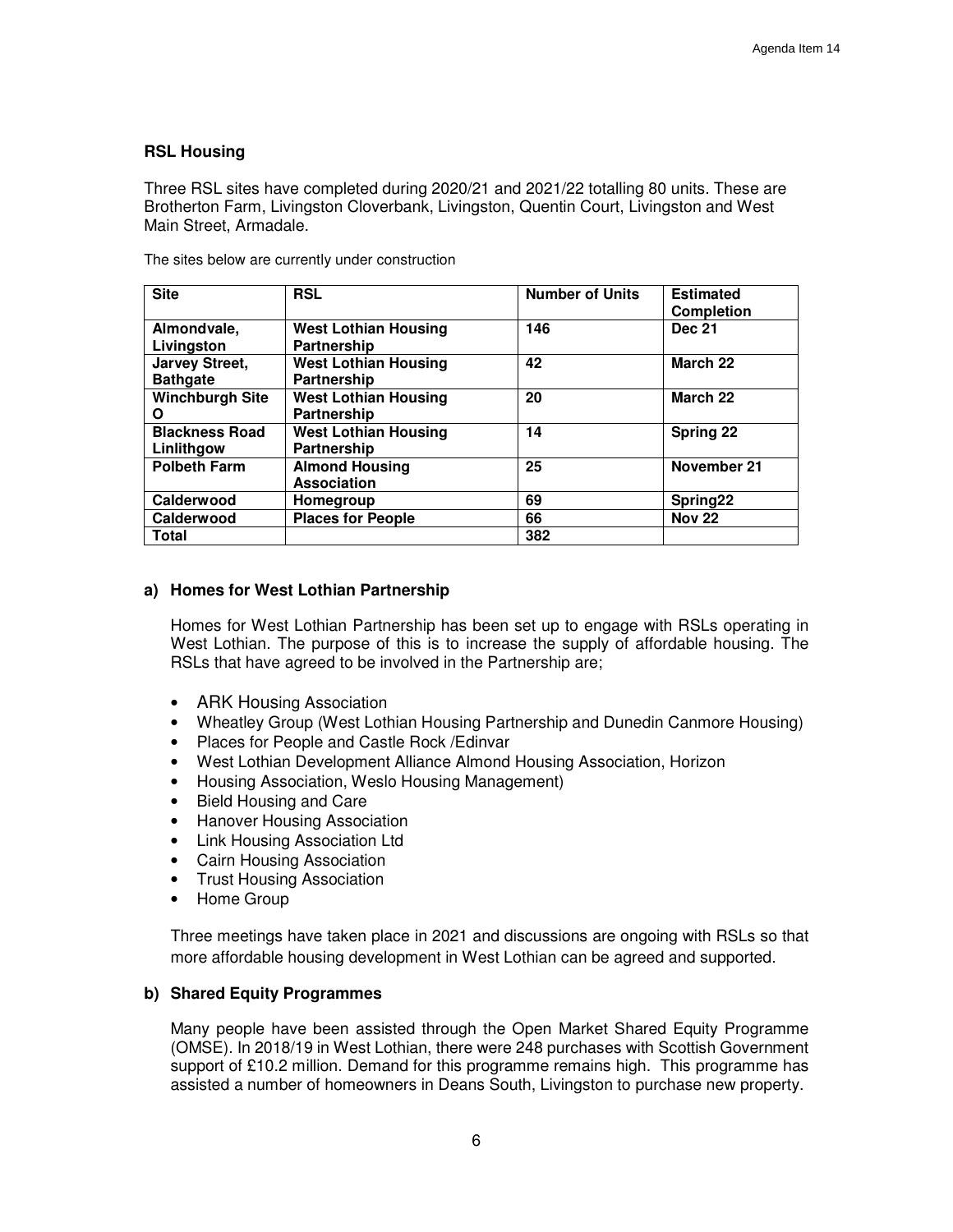## RSL Housing

Three RSL sites have completed during 2020/21 and 2021/22 totalling 80 units. These are Brotherton Farm, Livingston Cloverbank, Livingston, Quentin Court, Livingston and West Main Street, Armadale.

The sites below are currently under construction

| Site | RSL | Number of Units | Estimated Completion |
|---|---|---|---|
| **Almondvale, Livingston** | **West Lothian Housing Partnership** | **146** | **Dec 21** |
| **Jarvey Street, Bathgate** | **West Lothian Housing Partnership** | **42** | **March 22** |
| **Winchburgh Site O** | **West Lothian Housing Partnership** | **20** | **March 22** |
| **Blackness Road Linlithgow** | **West Lothian Housing Partnership** | **14** | **Spring 22** |
| **Polbeth Farm** | **Almond Housing Association** | **25** | **November 21** |
| **Calderwood** | **Homegroup** | **69** | **Spring22** |
| **Calderwood** | **Places for People** | **66** | **Nov 22** |
| **Total** | | **382** | |

### a) Homes for West Lothian Partnership

Homes for West Lothian Partnership has been set up to engage with RSLs operating in West Lothian. The purpose of this is to increase the supply of affordable housing. The RSLs that have agreed to be involved in the Partnership are;

- ARK Housing Association
- Wheatley Group (West Lothian Housing Partnership and Dunedin Canmore Housing)
- Places for People and Castle Rock /Edinvar
- West Lothian Development Alliance Almond Housing Association, Horizon
- Housing Association, Weslo Housing Management)
- Bield Housing and Care
- Hanover Housing Association
- Link Housing Association Ltd
- Cairn Housing Association
- Trust Housing Association
- Home Group

Three meetings have taken place in 2021 and discussions are ongoing with RSLs so that more affordable housing development in West Lothian can be agreed and supported.

### b) Shared Equity Programmes

Many people have been assisted through the Open Market Shared Equity Programme (OMSE). In 2018/19 in West Lothian, there were 248 purchases with Scottish Government support of £10.2 million. Demand for this programme remains high. This programme has assisted a number of homeowners in Deans South, Livingston to purchase new property.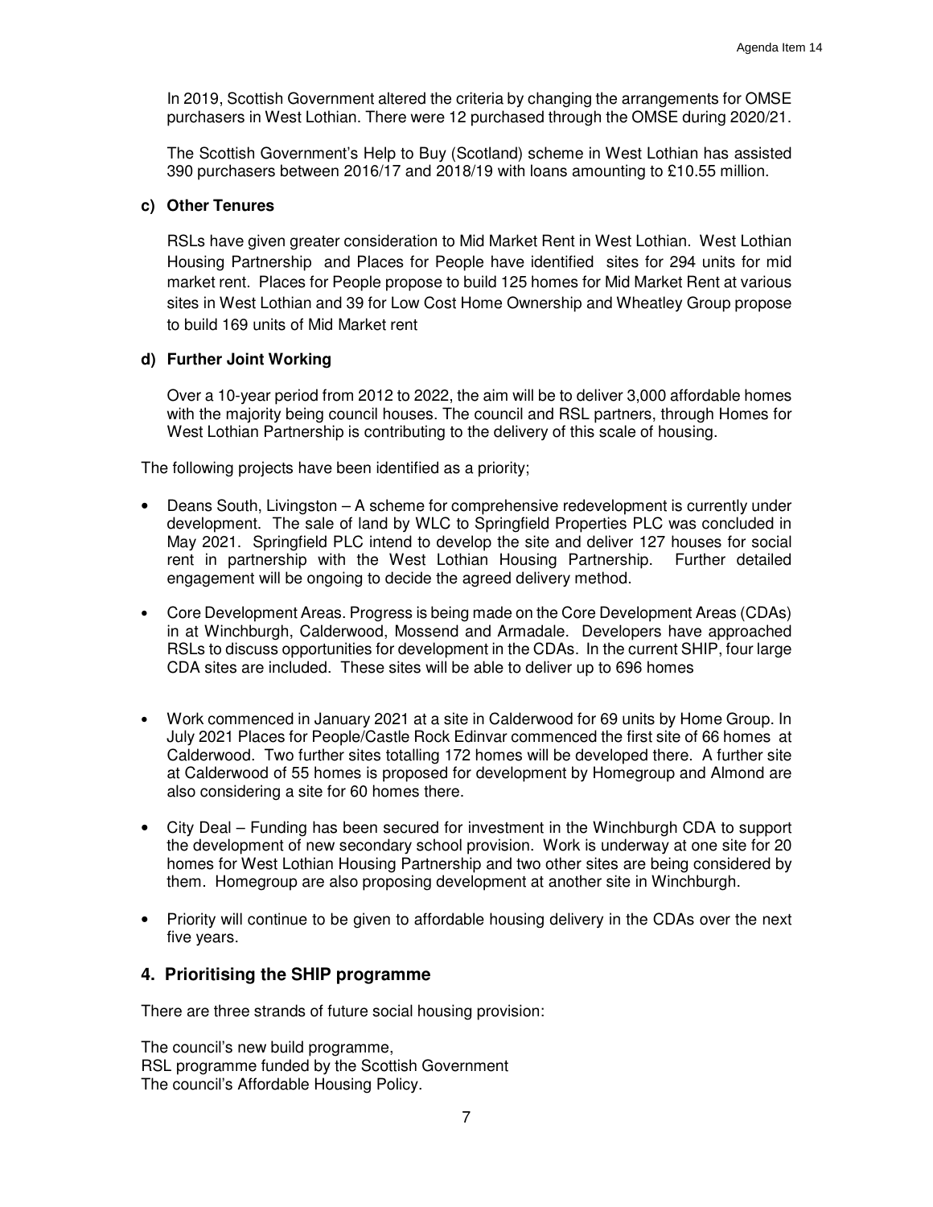In 2019, Scottish Government altered the criteria by changing the arrangements for OMSE purchasers in West Lothian. There were 12 purchased through the OMSE during 2020/21.

The Scottish Government's Help to Buy (Scotland) scheme in West Lothian has assisted 390 purchasers between 2016/17 and 2018/19 with loans amounting to £10.55 million.

**c) Other Tenures**

RSLs have given greater consideration to Mid Market Rent in West Lothian. West Lothian Housing Partnership and Places for People have identified sites for 294 units for mid market rent. Places for People propose to build 125 homes for Mid Market Rent at various sites in West Lothian and 39 for Low Cost Home Ownership and Wheatley Group propose to build 169 units of Mid Market rent

**d) Further Joint Working**

Over a 10-year period from 2012 to 2022, the aim will be to deliver 3,000 affordable homes with the majority being council houses. The council and RSL partners, through Homes for West Lothian Partnership is contributing to the delivery of this scale of housing.

The following projects have been identified as a priority;

- Deans South, Livingston – A scheme for comprehensive redevelopment is currently under development. The sale of land by WLC to Springfield Properties PLC was concluded in May 2021. Springfield PLC intend to develop the site and deliver 127 houses for social rent in partnership with the West Lothian Housing Partnership. Further detailed engagement will be ongoing to decide the agreed delivery method.
- Core Development Areas. Progress is being made on the Core Development Areas (CDAs) in at Winchburgh, Calderwood, Mossend and Armadale. Developers have approached RSLs to discuss opportunities for development in the CDAs. In the current SHIP, four large CDA sites are included. These sites will be able to deliver up to 696 homes
- Work commenced in January 2021 at a site in Calderwood for 69 units by Home Group. In July 2021 Places for People/Castle Rock Edinvar commenced the first site of 66 homes at Calderwood. Two further sites totalling 172 homes will be developed there. A further site at Calderwood of 55 homes is proposed for development by Homegroup and Almond are also considering a site for 60 homes there.
- City Deal – Funding has been secured for investment in the Winchburgh CDA to support the development of new secondary school provision. Work is underway at one site for 20 homes for West Lothian Housing Partnership and two other sites are being considered by them. Homegroup are also proposing development at another site in Winchburgh.
- Priority will continue to be given to affordable housing delivery in the CDAs over the next five years.

## 4. Prioritising the SHIP programme

There are three strands of future social housing provision:

The council's new build programme,
RSL programme funded by the Scottish Government
The council's Affordable Housing Policy.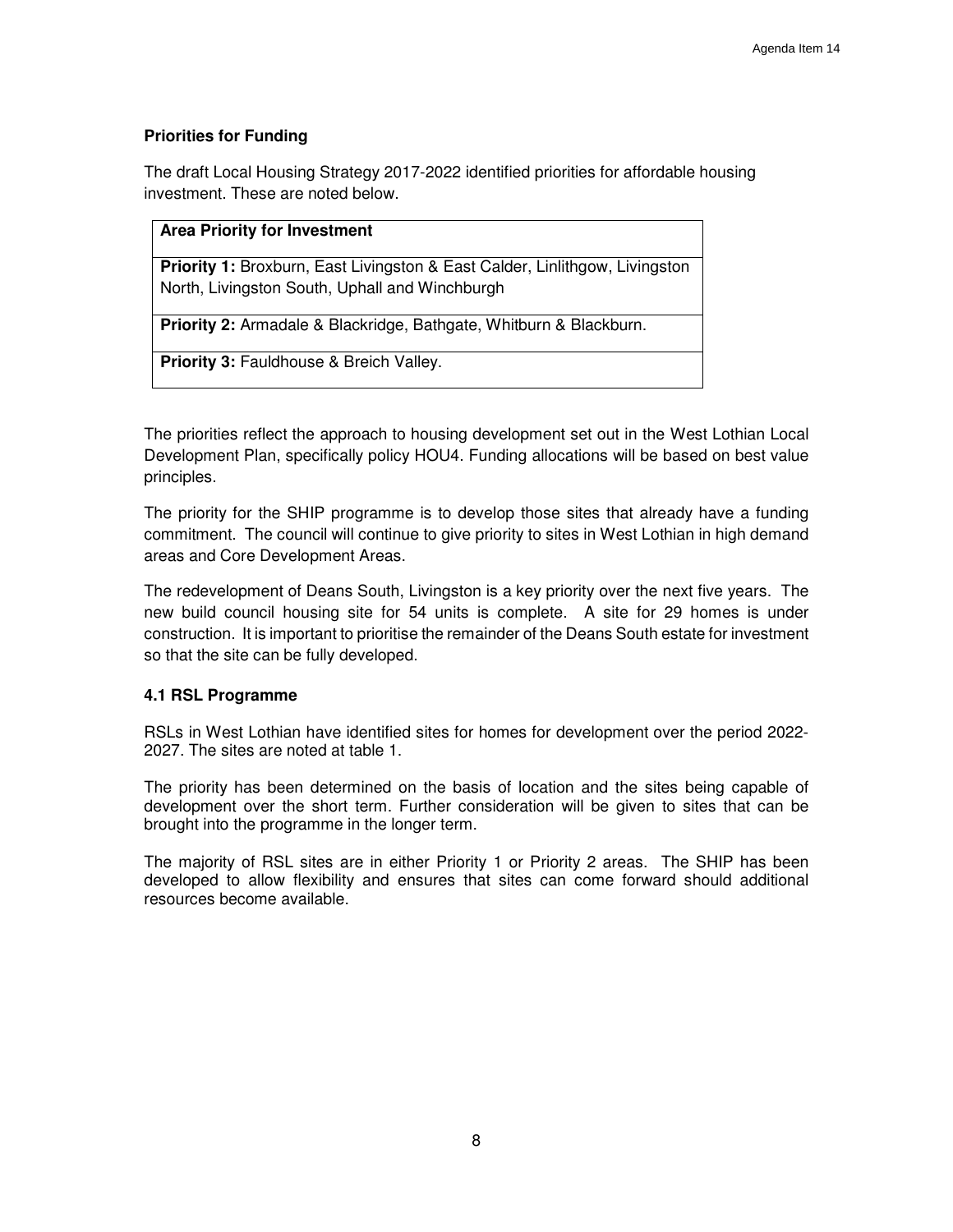**Priorities for Funding**

The draft Local Housing Strategy 2017-2022 identified priorities for affordable housing investment. These are noted below.

| Area Priority for Investment |
|---|
| **Priority 1:** Broxburn, East Livingston & East Calder, Linlithgow, Livingston North, Livingston South, Uphall and Winchburgh |
| **Priority 2:** Armadale & Blackridge, Bathgate, Whitburn & Blackburn. |
| **Priority 3:** Fauldhouse & Breich Valley. |

The priorities reflect the approach to housing development set out in the West Lothian Local Development Plan, specifically policy HOU4. Funding allocations will be based on best value principles.

The priority for the SHIP programme is to develop those sites that already have a funding commitment. The council will continue to give priority to sites in West Lothian in high demand areas and Core Development Areas.

The redevelopment of Deans South, Livingston is a key priority over the next five years. The new build council housing site for 54 units is complete. A site for 29 homes is under construction. It is important to prioritise the remainder of the Deans South estate for investment so that the site can be fully developed.

**4.1 RSL Programme**

RSLs in West Lothian have identified sites for homes for development over the period 2022-2027. The sites are noted at table 1.

The priority has been determined on the basis of location and the sites being capable of development over the short term. Further consideration will be given to sites that can be brought into the programme in the longer term.

The majority of RSL sites are in either Priority 1 or Priority 2 areas. The SHIP has been developed to allow flexibility and ensures that sites can come forward should additional resources become available.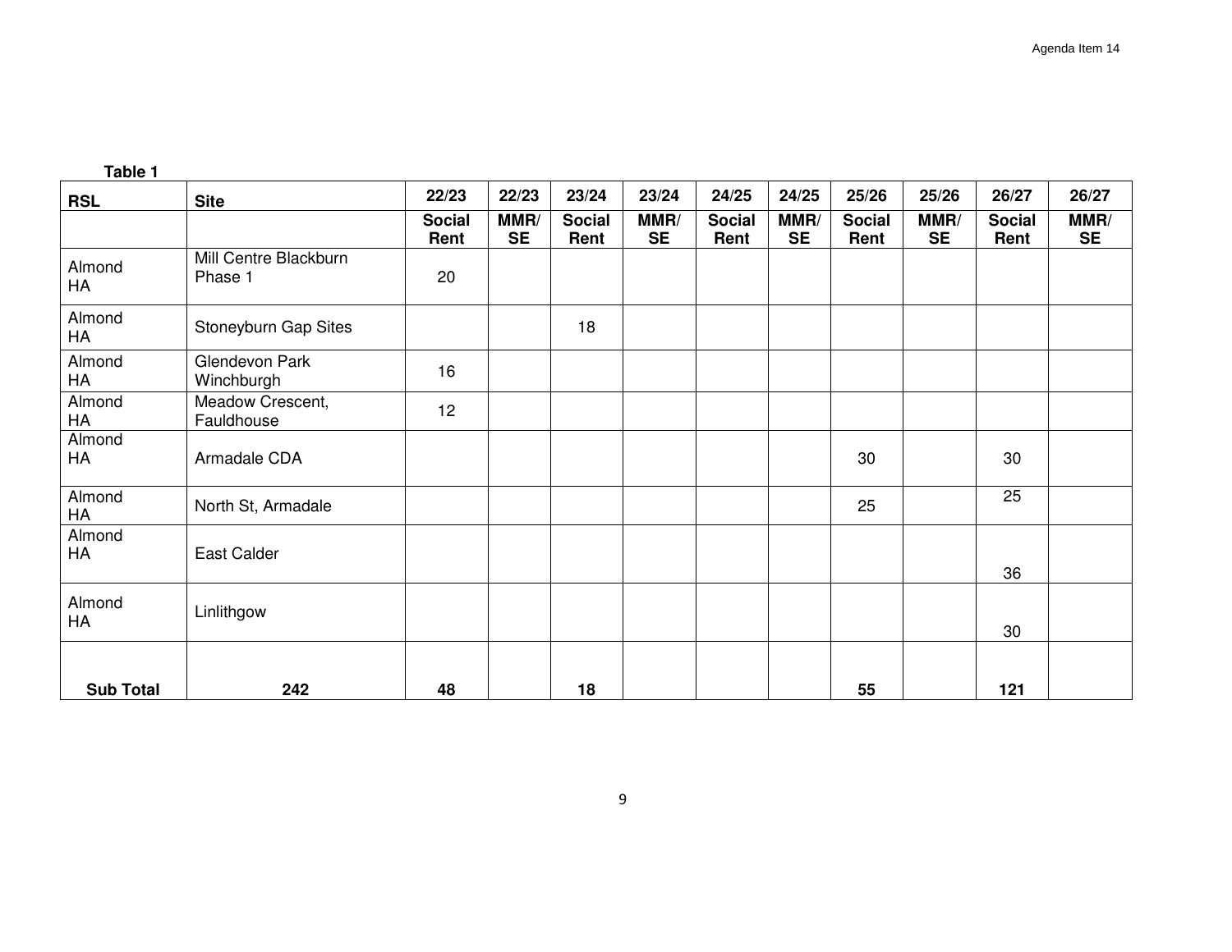**Table 1**

| RSL | Site | 22/23 | 22/23 | 23/24 | 23/24 | 24/25 | 24/25 | 25/26 | 25/26 | 26/27 | 26/27 |
|---|---|---|---|---|---|---|---|---|---|---|---|
| | | **Social Rent** | **MMR/ SE** | **Social Rent** | **MMR/ SE** | **Social Rent** | **MMR/ SE** | **Social Rent** | **MMR/ SE** | **Social Rent** | **MMR/ SE** |
| Almond HA | Mill Centre Blackburn Phase 1 | 20 | | | | | | | | | |
| Almond HA | Stoneyburn Gap Sites | | | 18 | | | | | | | |
| Almond HA | Glendevon Park Winchburgh | 16 | | | | | | | | | |
| Almond HA | Meadow Crescent, Fauldhouse | 12 | | | | | | | | | |
| Almond HA | Armadale CDA | | | | | | | 30 | | 30 | |
| Almond HA | North St, Armadale | | | | | | | 25 | | 25 | |
| Almond HA | East Calder | | | | | | | | | 36 | |
| Almond HA | Linlithgow | | | | | | | | | 30 | |
| **Sub Total** | **242** | **48** | | **18** | | | | **55** | | **121** | |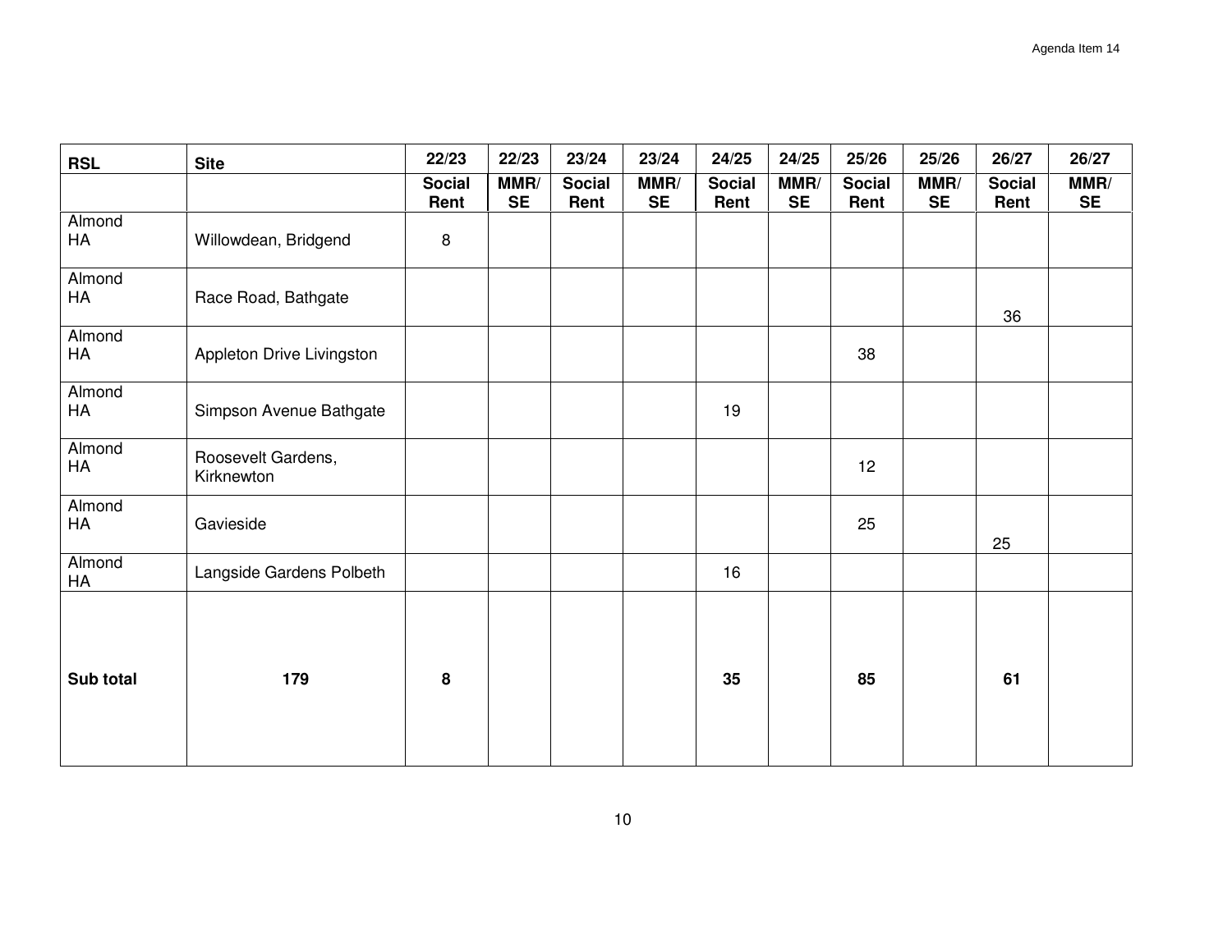| RSL | Site | 22/23 | 22/23 | 23/24 | 23/24 | 24/25 | 24/25 | 25/26 | 25/26 | 26/27 | 26/27 |
|---|---|---|---|---|---|---|---|---|---|---|---|
| | | Social Rent | MMR/ SE | Social Rent | MMR/ SE | Social Rent | MMR/ SE | Social Rent | MMR/ SE | Social Rent | MMR/ SE |
| Almond HA | Willowdean, Bridgend | 8 | | | | | | | | | |
| Almond HA | Race Road, Bathgate | | | | | | | | | 36 | |
| Almond HA | Appleton Drive Livingston | | | | | | | 38 | | | |
| Almond HA | Simpson Avenue Bathgate | | | | | 19 | | | | | |
| Almond HA | Roosevelt Gardens, Kirknewton | | | | | | | 12 | | | |
| Almond HA | Gavieside | | | | | | | 25 | | 25 | |
| Almond HA | Langside Gardens Polbeth | | | | | 16 | | | | | |
| **Sub total** | **179** | **8** | | | | **35** | | **85** | | **61** | |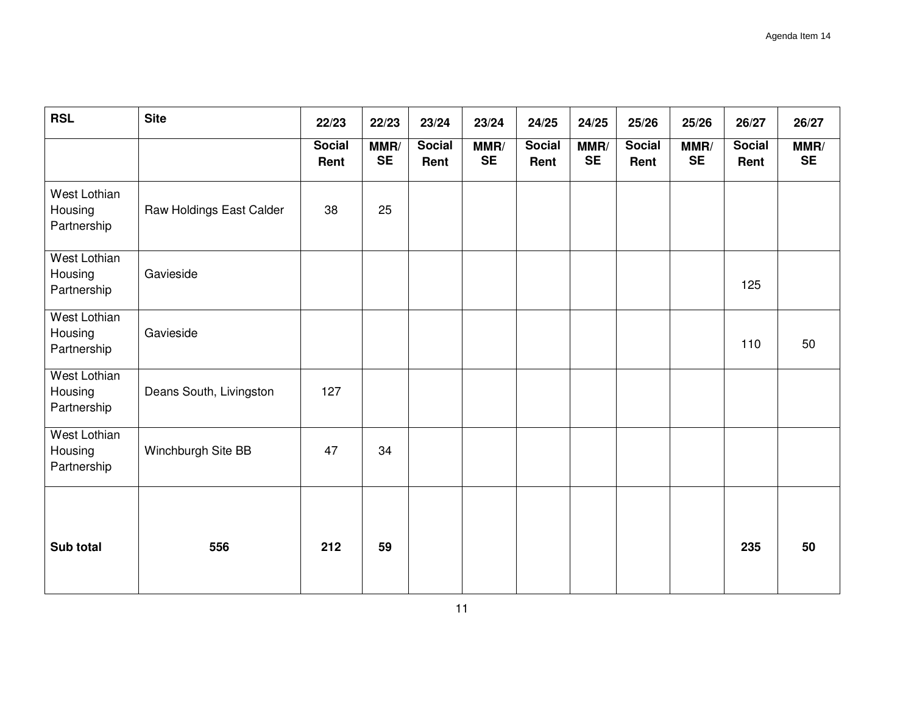| RSL | Site | 22/23 | 22/23 | 23/24 | 23/24 | 24/25 | 24/25 | 25/26 | 25/26 | 26/27 | 26/27 |
|---|---|---|---|---|---|---|---|---|---|---|---|
| | | **Social Rent** | **MMR/ SE** | **Social Rent** | **MMR/ SE** | **Social Rent** | **MMR/ SE** | **Social Rent** | **MMR/ SE** | **Social Rent** | **MMR/ SE** |
| West Lothian Housing Partnership | Raw Holdings East Calder | 38 | 25 | | | | | | | | |
| West Lothian Housing Partnership | Gavieside | | | | | | | | | 125 | |
| West Lothian Housing Partnership | Gavieside | | | | | | | | | 110 | 50 |
| West Lothian Housing Partnership | Deans South, Livingston | 127 | | | | | | | | | |
| West Lothian Housing Partnership | Winchburgh Site BB | 47 | 34 | | | | | | | | |
| **Sub total** | **556** | **212** | **59** | | | | | | | **235** | **50** |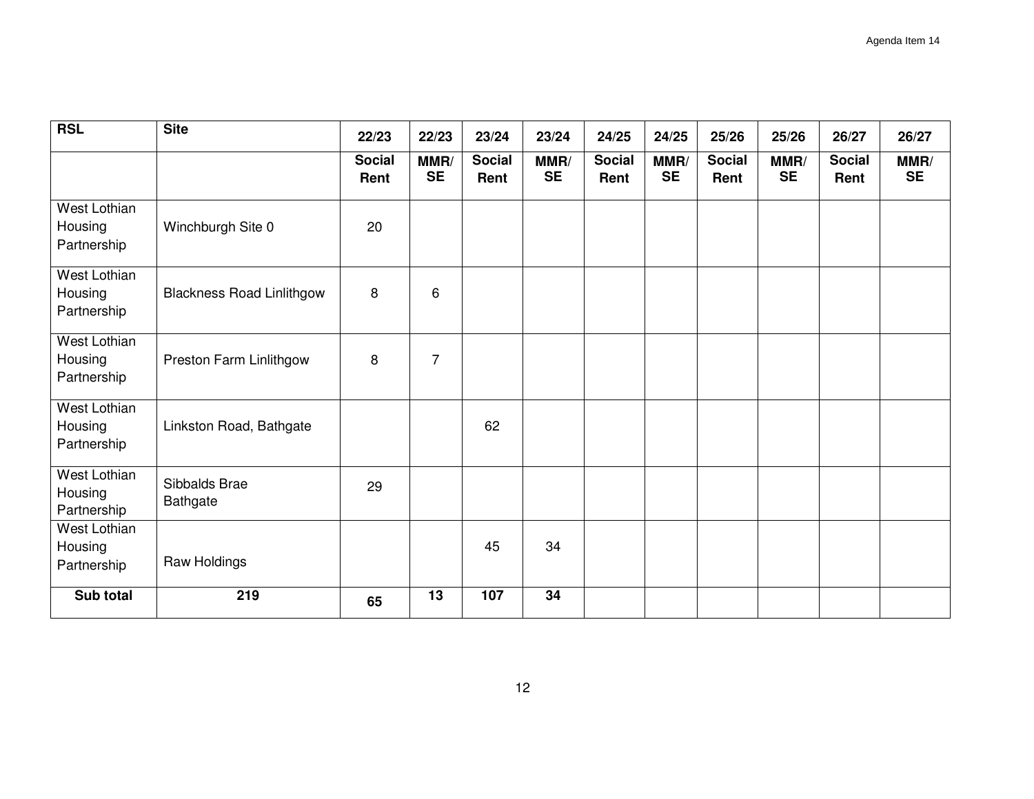| RSL | Site | 22/23 | 22/23 | 23/24 | 23/24 | 24/25 | 24/25 | 25/26 | 25/26 | 26/27 | 26/27 |
|---|---|---|---|---|---|---|---|---|---|---|---|
| | | **Social Rent** | **MMR/ SE** | **Social Rent** | **MMR/ SE** | **Social Rent** | **MMR/ SE** | **Social Rent** | **MMR/ SE** | **Social Rent** | **MMR/ SE** |
| West Lothian Housing Partnership | Winchburgh Site 0 | 20 | | | | | | | | | |
| West Lothian Housing Partnership | Blackness Road Linlithgow | 8 | 6 | | | | | | | | |
| West Lothian Housing Partnership | Preston Farm Linlithgow | 8 | 7 | | | | | | | | |
| West Lothian Housing Partnership | Linkston Road, Bathgate | | | 62 | | | | | | | |
| West Lothian Housing Partnership | Sibbalds Brae Bathgate | 29 | | | | | | | | | |
| West Lothian Housing Partnership | Raw Holdings | | | 45 | 34 | | | | | | |
| **Sub total** | **219** | **65** | **13** | **107** | **34** | | | | | | |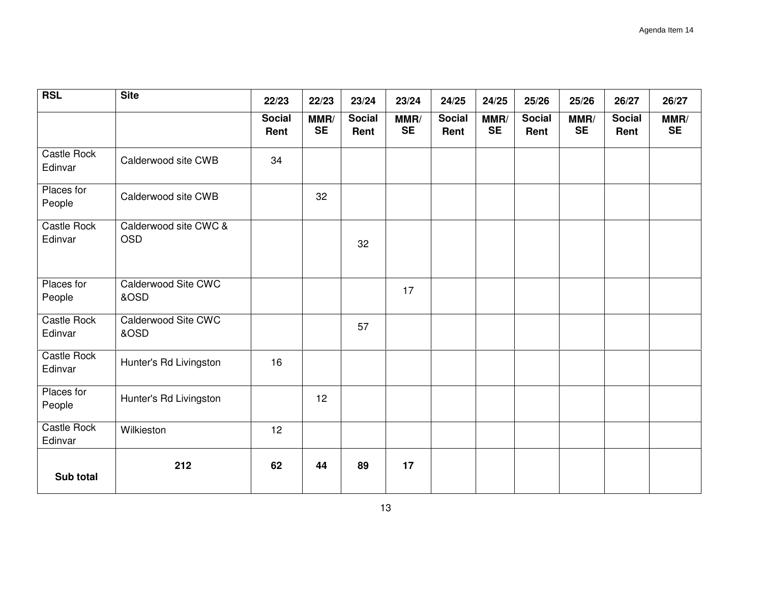| RSL | Site | 22/23 | 22/23 | 23/24 | 23/24 | 24/25 | 24/25 | 25/26 | 25/26 | 26/27 | 26/27 |
|---|---|---|---|---|---|---|---|---|---|---|---|
| | | **Social Rent** | **MMR/ SE** | **Social Rent** | **MMR/ SE** | **Social Rent** | **MMR/ SE** | **Social Rent** | **MMR/ SE** | **Social Rent** | **MMR/ SE** |
| Castle Rock Edinvar | Calderwood site CWB | 34 | | | | | | | | | |
| Places for People | Calderwood site CWB | | 32 | | | | | | | | |
| Castle Rock Edinvar | Calderwood site CWC & OSD | | | 32 | | | | | | | |
| Places for People | Calderwood Site CWC &OSD | | | | 17 | | | | | | |
| Castle Rock Edinvar | Calderwood Site CWC &OSD | | | 57 | | | | | | | |
| Castle Rock Edinvar | Hunter's Rd Livingston | 16 | | | | | | | | | |
| Places for People | Hunter's Rd Livingston | | 12 | | | | | | | | |
| Castle Rock Edinvar | Wilkieston | 12 | | | | | | | | | |
| **Sub total** | **212** | **62** | **44** | **89** | **17** | | | | | | |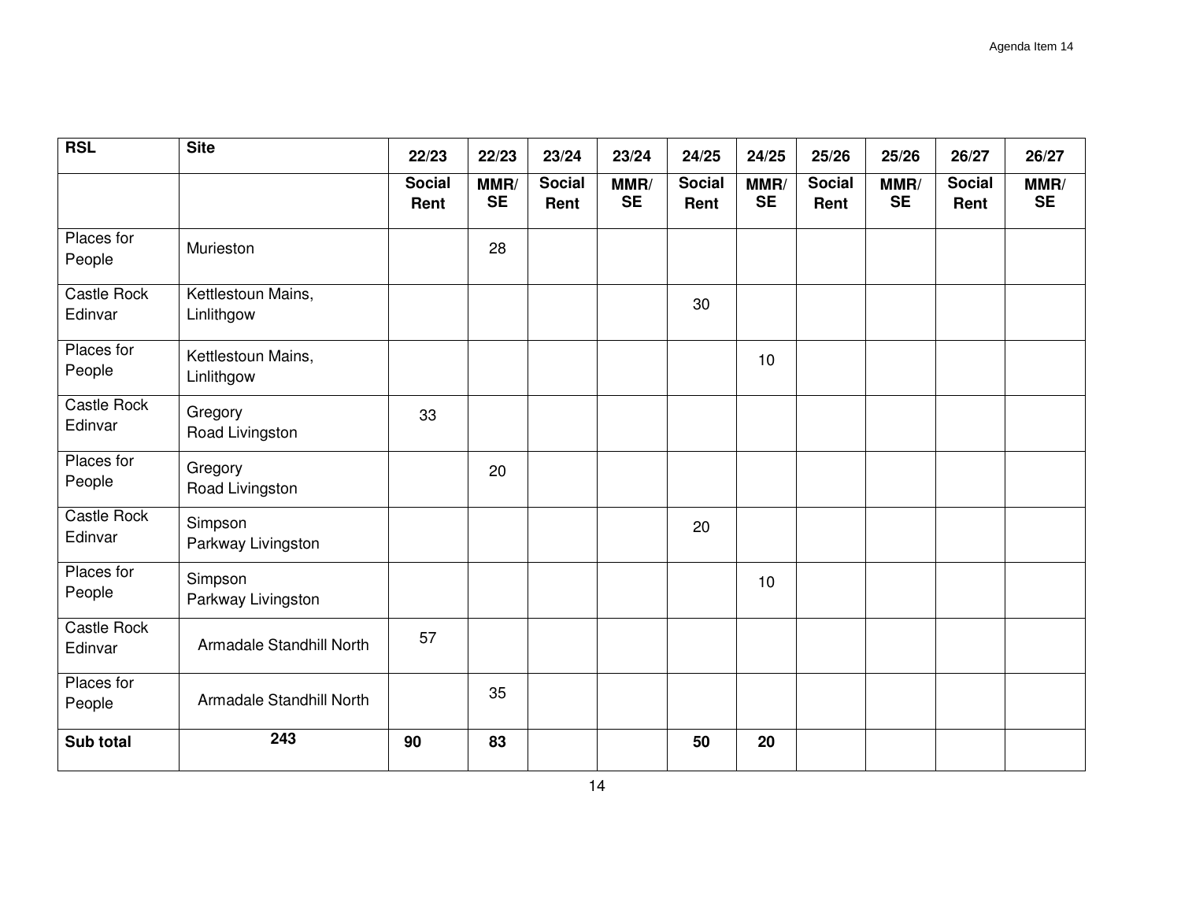| RSL | Site | 22/23 | 22/23 | 23/24 | 23/24 | 24/25 | 24/25 | 25/26 | 25/26 | 26/27 | 26/27 |
|---|---|---|---|---|---|---|---|---|---|---|---|
| | | **Social Rent** | **MMR/ SE** | **Social Rent** | **MMR/ SE** | **Social Rent** | **MMR/ SE** | **Social Rent** | **MMR/ SE** | **Social Rent** | **MMR/ SE** |
| Places for People | Murieston | | 28 | | | | | | | | |
| Castle Rock Edinvar | Kettlestoun Mains, Linlithgow | | | | | 30 | | | | | |
| Places for People | Kettlestoun Mains, Linlithgow | | | | | | 10 | | | | |
| Castle Rock Edinvar | Gregory Road Livingston | 33 | | | | | | | | | |
| Places for People | Gregory Road Livingston | | 20 | | | | | | | | |
| Castle Rock Edinvar | Simpson Parkway Livingston | | | | | 20 | | | | | |
| Places for People | Simpson Parkway Livingston | | | | | | 10 | | | | |
| Castle Rock Edinvar | Armadale Standhill North | 57 | | | | | | | | | |
| Places for People | Armadale Standhill North | | 35 | | | | | | | | |
| **Sub total** | **243** | **90** | **83** | | | **50** | **20** | | | | |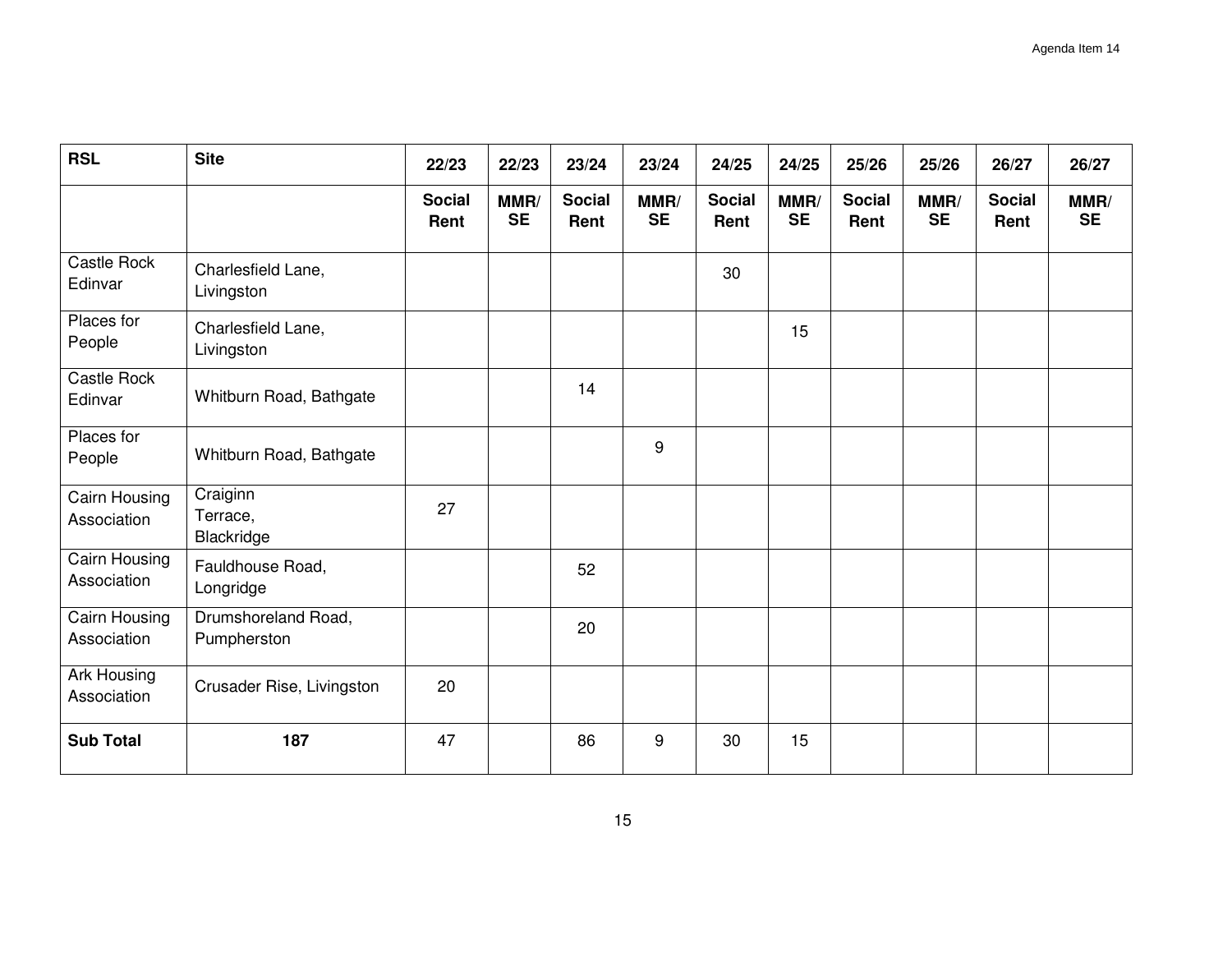| RSL | Site | 22/23 | 22/23 | 23/24 | 23/24 | 24/25 | 24/25 | 25/26 | 25/26 | 26/27 | 26/27 |
|---|---|---|---|---|---|---|---|---|---|---|---|
| | | **Social Rent** | **MMR/ SE** | **Social Rent** | **MMR/ SE** | **Social Rent** | **MMR/ SE** | **Social Rent** | **MMR/ SE** | **Social Rent** | **MMR/ SE** |
| Castle Rock Edinvar | Charlesfield Lane, Livingston | | | | | 30 | | | | | |
| Places for People | Charlesfield Lane, Livingston | | | | | | 15 | | | | |
| Castle Rock Edinvar | Whitburn Road, Bathgate | | | 14 | | | | | | | |
| Places for People | Whitburn Road, Bathgate | | | | 9 | | | | | | |
| Cairn Housing Association | Craiginn Terrace, Blackridge | 27 | | | | | | | | | |
| Cairn Housing Association | Fauldhouse Road, Longridge | | | 52 | | | | | | | |
| Cairn Housing Association | Drumshoreland Road, Pumpherston | | | 20 | | | | | | | |
| Ark Housing Association | Crusader Rise, Livingston | 20 | | | | | | | | | |
| **Sub Total** | **187** | 47 | | 86 | 9 | 30 | 15 | | | | |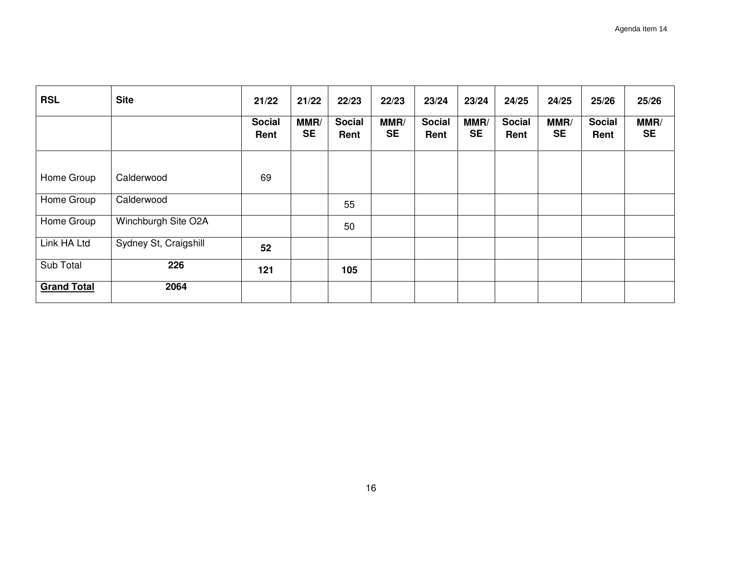| RSL | Site | 21/22 | 21/22 | 22/23 | 22/23 | 23/24 | 23/24 | 24/25 | 24/25 | 25/26 | 25/26 |
|---|---|---|---|---|---|---|---|---|---|---|---|
| | | **Social Rent** | **MMR/ SE** | **Social Rent** | **MMR/ SE** | **Social Rent** | **MMR/ SE** | **Social Rent** | **MMR/ SE** | **Social Rent** | **MMR/ SE** |
| Home Group | Calderwood | 69 | | | | | | | | | |
| Home Group | Calderwood | | | 55 | | | | | | | |
| Home Group | Winchburgh Site O2A | | | 50 | | | | | | | |
| Link HA Ltd | Sydney St, Craigshill | **52** | | | | | | | | | |
| Sub Total | **226** | **121** | | **105** | | | | | | | |
| **Grand Total** | **2064** | | | | | | | | | | |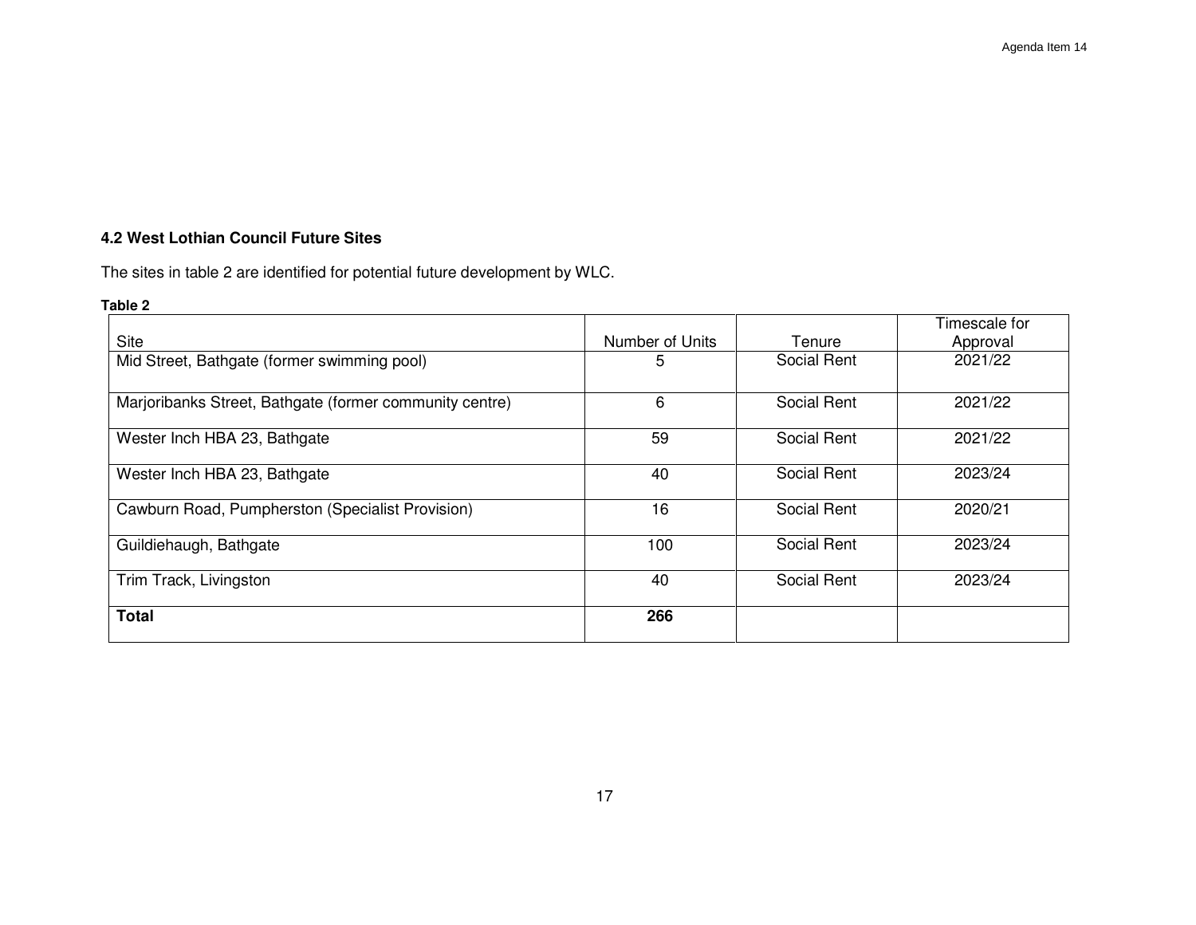### 4.2 West Lothian Council Future Sites

The sites in table 2 are identified for potential future development by WLC.

**Table 2**

| Site | Number of Units | Tenure | Timescale for Approval |
|---|---|---|---|
| Mid Street, Bathgate (former swimming pool) | 5 | Social Rent | 2021/22 |
| Marjoribanks Street, Bathgate (former community centre) | 6 | Social Rent | 2021/22 |
| Wester Inch HBA 23, Bathgate | 59 | Social Rent | 2021/22 |
| Wester Inch HBA 23, Bathgate | 40 | Social Rent | 2023/24 |
| Cawburn Road, Pumpherston (Specialist Provision) | 16 | Social Rent | 2020/21 |
| Guildiehaugh, Bathgate | 100 | Social Rent | 2023/24 |
| Trim Track, Livingston | 40 | Social Rent | 2023/24 |
| **Total** | **266** | | |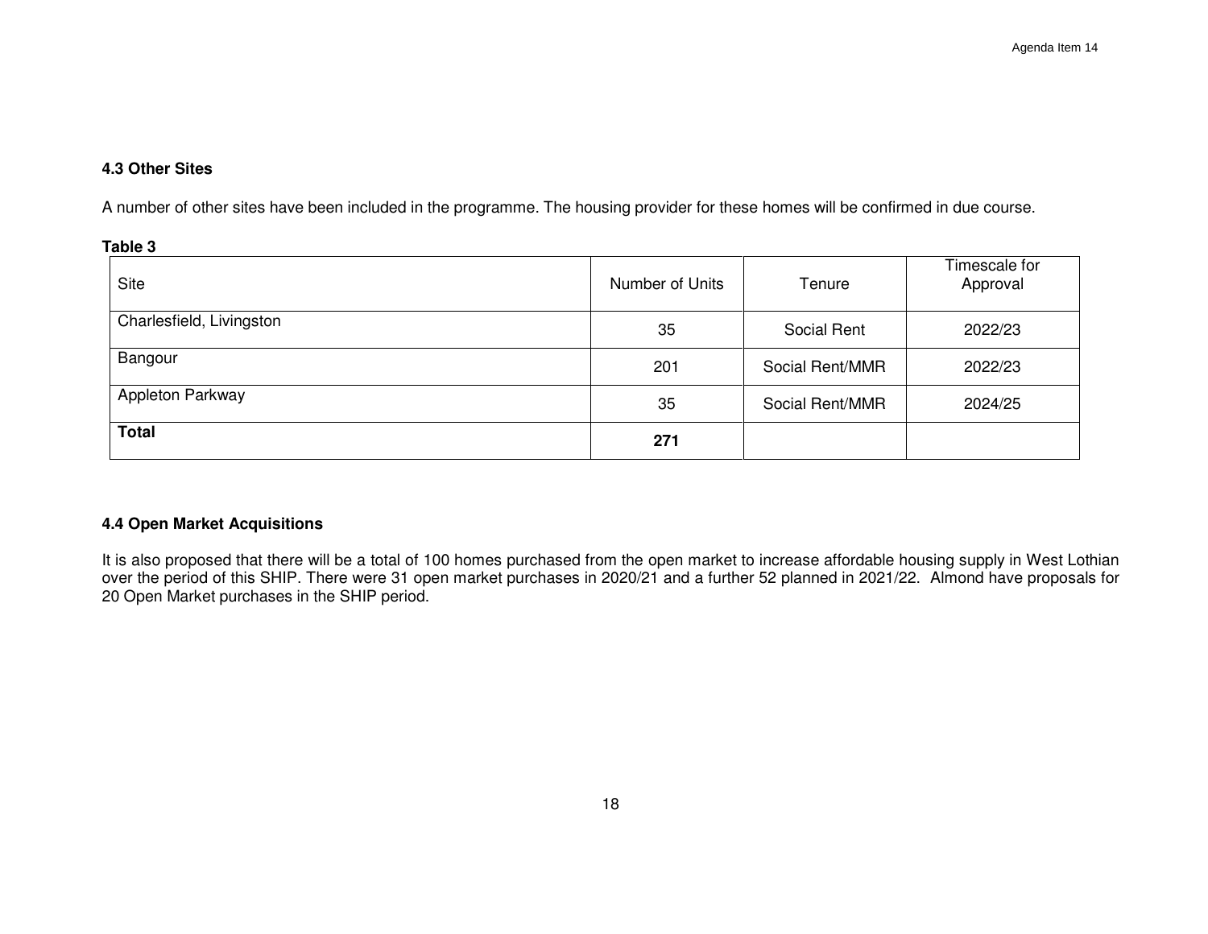### 4.3 Other Sites

A number of other sites have been included in the programme. The housing provider for these homes will be confirmed in due course.

**Table 3**

| Site | Number of Units | Tenure | Timescale for Approval |
|---|---|---|---|
| Charlesfield, Livingston | 35 | Social Rent | 2022/23 |
| Bangour | 201 | Social Rent/MMR | 2022/23 |
| Appleton Parkway | 35 | Social Rent/MMR | 2024/25 |
| **Total** | **271** | | |

### 4.4 Open Market Acquisitions

It is also proposed that there will be a total of 100 homes purchased from the open market to increase affordable housing supply in West Lothian over the period of this SHIP. There were 31 open market purchases in 2020/21 and a further 52 planned in 2021/22. Almond have proposals for 20 Open Market purchases in the SHIP period.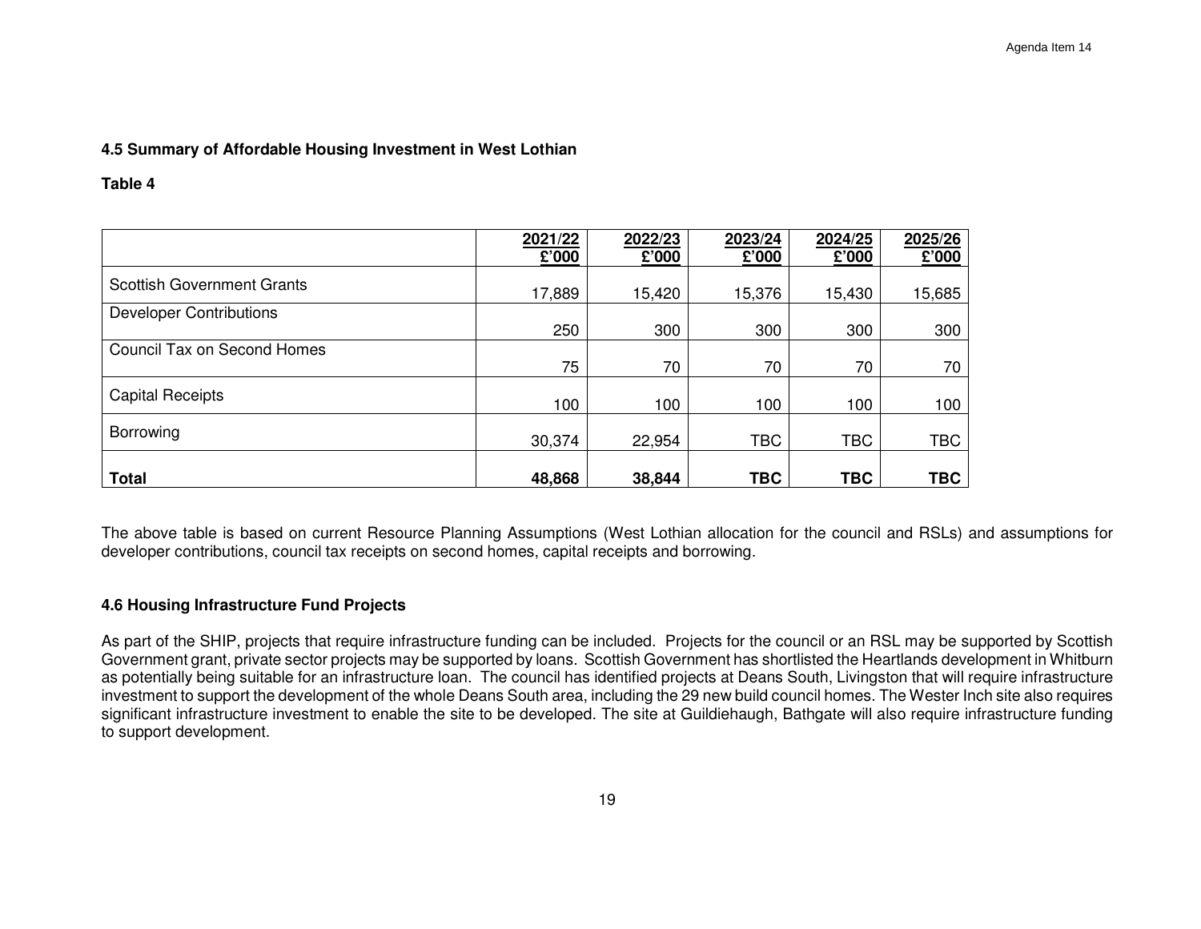### 4.5 Summary of Affordable Housing Investment in West Lothian

**Table 4**

| | 2021/22 £'000 | 2022/23 £'000 | 2023/24 £'000 | 2024/25 £'000 | 2025/26 £'000 |
|---|---|---|---|---|---|
| Scottish Government Grants | 17,889 | 15,420 | 15,376 | 15,430 | 15,685 |
| Developer Contributions | 250 | 300 | 300 | 300 | 300 |
| Council Tax on Second Homes | 75 | 70 | 70 | 70 | 70 |
| Capital Receipts | 100 | 100 | 100 | 100 | 100 |
| Borrowing | 30,374 | 22,954 | TBC | TBC | TBC |
| **Total** | **48,868** | **38,844** | **TBC** | **TBC** | **TBC** |

The above table is based on current Resource Planning Assumptions (West Lothian allocation for the council and RSLs) and assumptions for developer contributions, council tax receipts on second homes, capital receipts and borrowing.

### 4.6 Housing Infrastructure Fund Projects

As part of the SHIP, projects that require infrastructure funding can be included. Projects for the council or an RSL may be supported by Scottish Government grant, private sector projects may be supported by loans. Scottish Government has shortlisted the Heartlands development in Whitburn as potentially being suitable for an infrastructure loan. The council has identified projects at Deans South, Livingston that will require infrastructure investment to support the development of the whole Deans South area, including the 29 new build council homes. The Wester Inch site also requires significant infrastructure investment to enable the site to be developed. The site at Guildiehaugh, Bathgate will also require infrastructure funding to support development.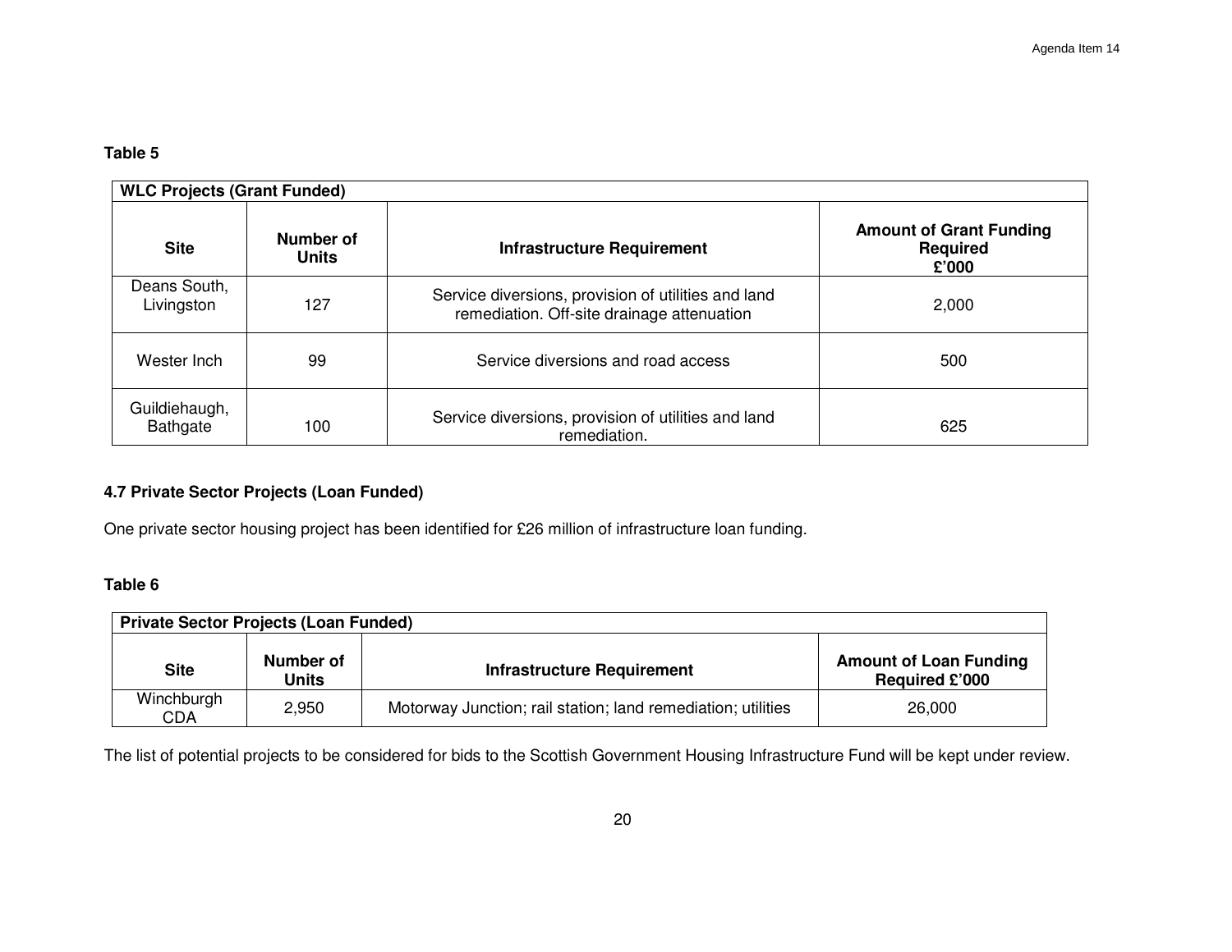**Table 5**

| WLC Projects (Grant Funded) | | | |
|---|---|---|---|
| **Site** | **Number of Units** | **Infrastructure Requirement** | **Amount of Grant Funding Required £'000** |
| Deans South, Livingston | 127 | Service diversions, provision of utilities and land remediation. Off-site drainage attenuation | 2,000 |
| Wester Inch | 99 | Service diversions and road access | 500 |
| Guildiehaugh, Bathgate | 100 | Service diversions, provision of utilities and land remediation. | 625 |

### 4.7 Private Sector Projects (Loan Funded)

One private sector housing project has been identified for £26 million of infrastructure loan funding.

**Table 6**

| Private Sector Projects (Loan Funded) | | | |
|---|---|---|---|
| **Site** | **Number of Units** | **Infrastructure Requirement** | **Amount of Loan Funding Required £'000** |
| Winchburgh CDA | 2,950 | Motorway Junction; rail station; land remediation; utilities | 26,000 |

The list of potential projects to be considered for bids to the Scottish Government Housing Infrastructure Fund will be kept under review.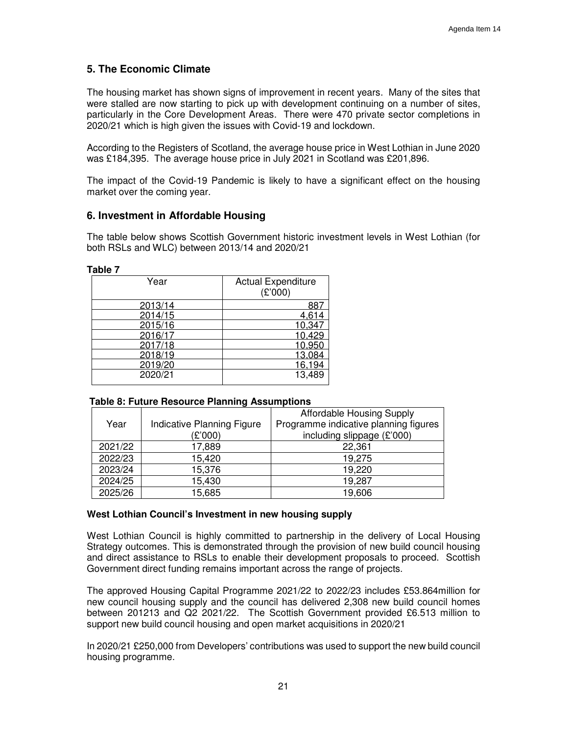## 5. The Economic Climate

The housing market has shown signs of improvement in recent years. Many of the sites that were stalled are now starting to pick up with development continuing on a number of sites, particularly in the Core Development Areas. There were 470 private sector completions in 2020/21 which is high given the issues with Covid-19 and lockdown.

According to the Registers of Scotland, the average house price in West Lothian in June 2020 was £184,395. The average house price in July 2021 in Scotland was £201,896.

The impact of the Covid-19 Pandemic is likely to have a significant effect on the housing market over the coming year.

## 6. Investment in Affordable Housing

The table below shows Scottish Government historic investment levels in West Lothian (for both RSLs and WLC) between 2013/14 and 2020/21

**Table 7**

| Year | Actual Expenditure (£'000) |
|---|---|
| 2013/14 | 887 |
| 2014/15 | 4,614 |
| 2015/16 | 10,347 |
| 2016/17 | 10,429 |
| 2017/18 | 10,950 |
| 2018/19 | 13,084 |
| 2019/20 | 16,194 |
| 2020/21 | 13,489 |

**Table 8: Future Resource Planning Assumptions**

| Year | Indicative Planning Figure (£'000) | Affordable Housing Supply Programme indicative planning figures including slippage (£'000) |
|---|---|---|
| 2021/22 | 17,889 | 22,361 |
| 2022/23 | 15,420 | 19,275 |
| 2023/24 | 15,376 | 19,220 |
| 2024/25 | 15,430 | 19,287 |
| 2025/26 | 15,685 | 19,606 |

**West Lothian Council's Investment in new housing supply**

West Lothian Council is highly committed to partnership in the delivery of Local Housing Strategy outcomes. This is demonstrated through the provision of new build council housing and direct assistance to RSLs to enable their development proposals to proceed. Scottish Government direct funding remains important across the range of projects.

The approved Housing Capital Programme 2021/22 to 2022/23 includes £53.864million for new council housing supply and the council has delivered 2,308 new build council homes between 201213 and Q2 2021/22. The Scottish Government provided £6.513 million to support new build council housing and open market acquisitions in 2020/21

In 2020/21 £250,000 from Developers' contributions was used to support the new build council housing programme.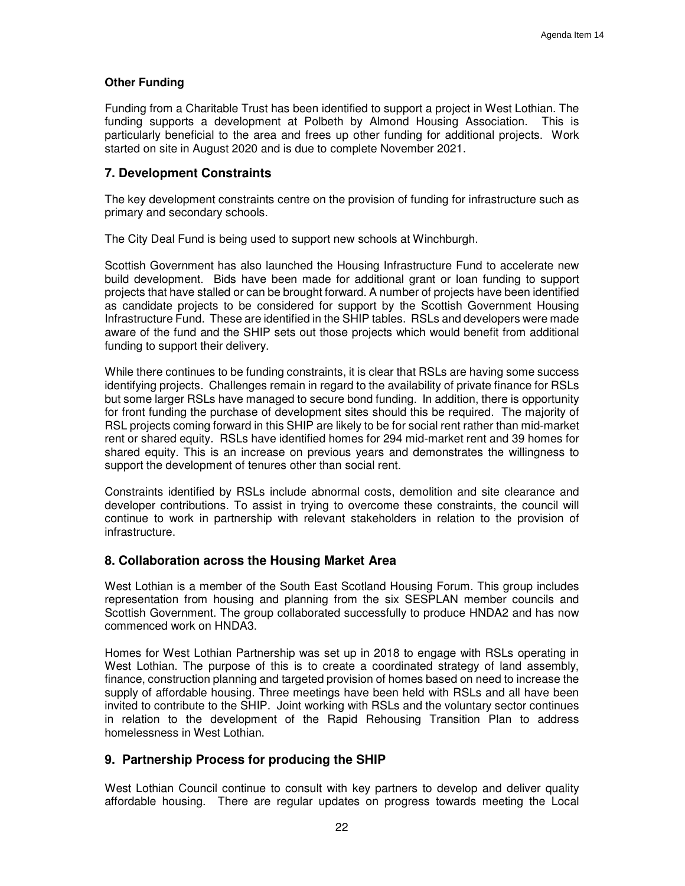**Other Funding**

Funding from a Charitable Trust has been identified to support a project in West Lothian. The funding supports a development at Polbeth by Almond Housing Association. This is particularly beneficial to the area and frees up other funding for additional projects. Work started on site in August 2020 and is due to complete November 2021.

## 7. Development Constraints

The key development constraints centre on the provision of funding for infrastructure such as primary and secondary schools.

The City Deal Fund is being used to support new schools at Winchburgh.

Scottish Government has also launched the Housing Infrastructure Fund to accelerate new build development. Bids have been made for additional grant or loan funding to support projects that have stalled or can be brought forward. A number of projects have been identified as candidate projects to be considered for support by the Scottish Government Housing Infrastructure Fund. These are identified in the SHIP tables. RSLs and developers were made aware of the fund and the SHIP sets out those projects which would benefit from additional funding to support their delivery.

While there continues to be funding constraints, it is clear that RSLs are having some success identifying projects. Challenges remain in regard to the availability of private finance for RSLs but some larger RSLs have managed to secure bond funding. In addition, there is opportunity for front funding the purchase of development sites should this be required. The majority of RSL projects coming forward in this SHIP are likely to be for social rent rather than mid-market rent or shared equity. RSLs have identified homes for 294 mid-market rent and 39 homes for shared equity. This is an increase on previous years and demonstrates the willingness to support the development of tenures other than social rent.

Constraints identified by RSLs include abnormal costs, demolition and site clearance and developer contributions. To assist in trying to overcome these constraints, the council will continue to work in partnership with relevant stakeholders in relation to the provision of infrastructure.

## 8. Collaboration across the Housing Market Area

West Lothian is a member of the South East Scotland Housing Forum. This group includes representation from housing and planning from the six SESPLAN member councils and Scottish Government. The group collaborated successfully to produce HNDA2 and has now commenced work on HNDA3.

Homes for West Lothian Partnership was set up in 2018 to engage with RSLs operating in West Lothian. The purpose of this is to create a coordinated strategy of land assembly, finance, construction planning and targeted provision of homes based on need to increase the supply of affordable housing. Three meetings have been held with RSLs and all have been invited to contribute to the SHIP. Joint working with RSLs and the voluntary sector continues in relation to the development of the Rapid Rehousing Transition Plan to address homelessness in West Lothian.

## 9. Partnership Process for producing the SHIP

West Lothian Council continue to consult with key partners to develop and deliver quality affordable housing. There are regular updates on progress towards meeting the Local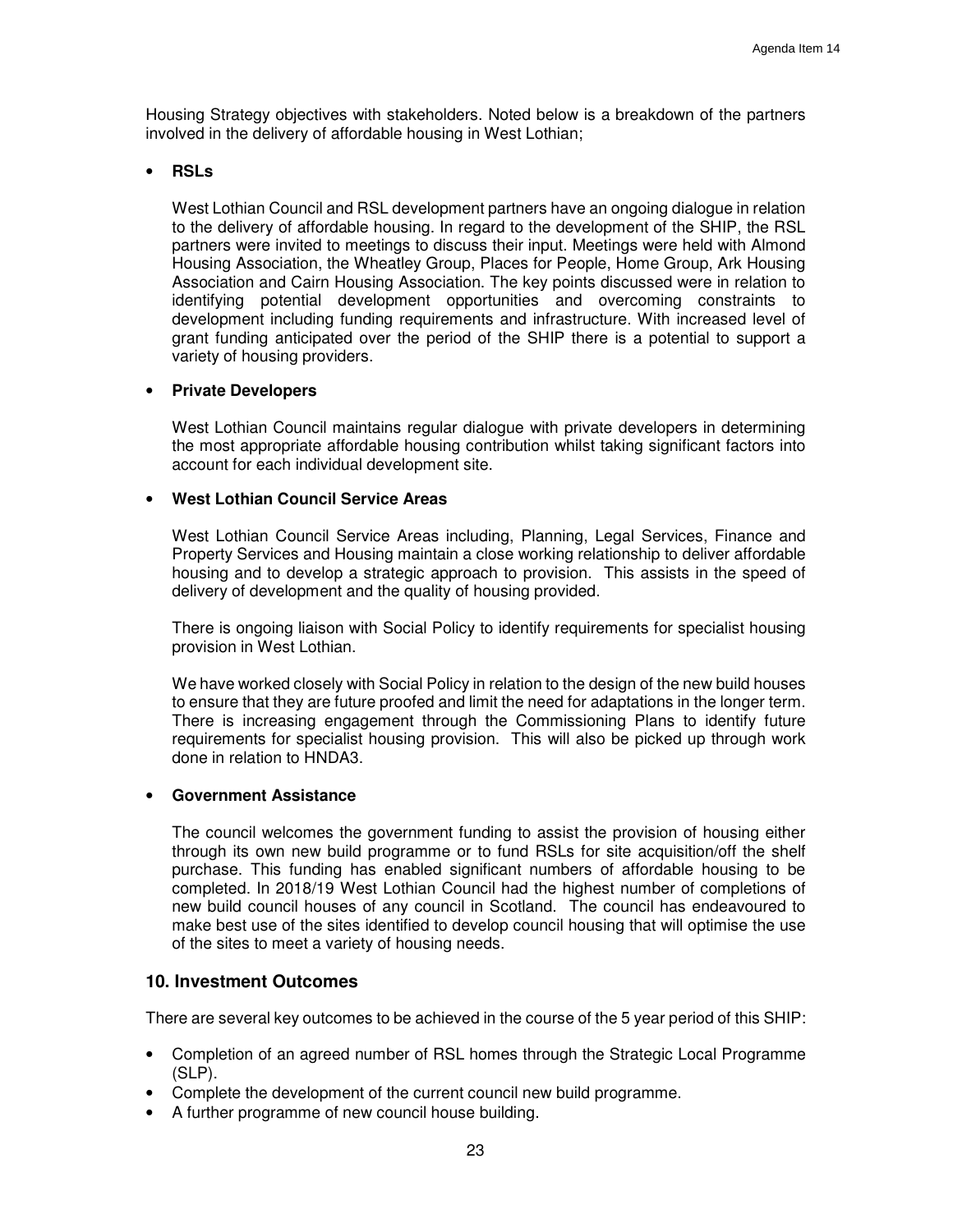Housing Strategy objectives with stakeholders. Noted below is a breakdown of the partners involved in the delivery of affordable housing in West Lothian;

- **RSLs**

  West Lothian Council and RSL development partners have an ongoing dialogue in relation to the delivery of affordable housing. In regard to the development of the SHIP, the RSL partners were invited to meetings to discuss their input. Meetings were held with Almond Housing Association, the Wheatley Group, Places for People, Home Group, Ark Housing Association and Cairn Housing Association. The key points discussed were in relation to identifying potential development opportunities and overcoming constraints to development including funding requirements and infrastructure. With increased level of grant funding anticipated over the period of the SHIP there is a potential to support a variety of housing providers.

- **Private Developers**

  West Lothian Council maintains regular dialogue with private developers in determining the most appropriate affordable housing contribution whilst taking significant factors into account for each individual development site.

- **West Lothian Council Service Areas**

  West Lothian Council Service Areas including, Planning, Legal Services, Finance and Property Services and Housing maintain a close working relationship to deliver affordable housing and to develop a strategic approach to provision. This assists in the speed of delivery of development and the quality of housing provided.

  There is ongoing liaison with Social Policy to identify requirements for specialist housing provision in West Lothian.

  We have worked closely with Social Policy in relation to the design of the new build houses to ensure that they are future proofed and limit the need for adaptations in the longer term. There is increasing engagement through the Commissioning Plans to identify future requirements for specialist housing provision. This will also be picked up through work done in relation to HNDA3.

- **Government Assistance**

  The council welcomes the government funding to assist the provision of housing either through its own new build programme or to fund RSLs for site acquisition/off the shelf purchase. This funding has enabled significant numbers of affordable housing to be completed. In 2018/19 West Lothian Council had the highest number of completions of new build council houses of any council in Scotland. The council has endeavoured to make best use of the sites identified to develop council housing that will optimise the use of the sites to meet a variety of housing needs.

## 10. Investment Outcomes

There are several key outcomes to be achieved in the course of the 5 year period of this SHIP:

- Completion of an agreed number of RSL homes through the Strategic Local Programme (SLP).
- Complete the development of the current council new build programme.
- A further programme of new council house building.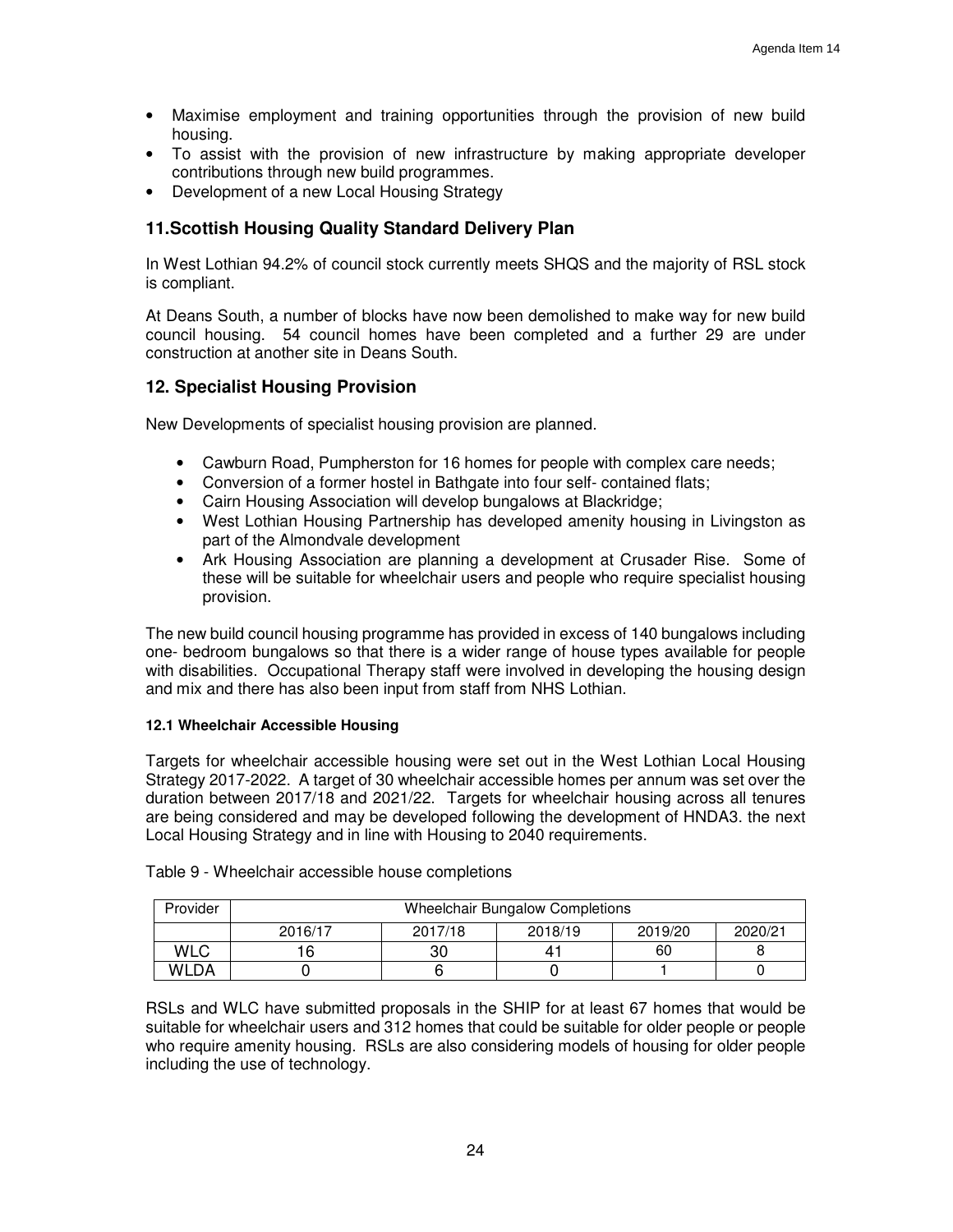- Maximise employment and training opportunities through the provision of new build housing.
- To assist with the provision of new infrastructure by making appropriate developer contributions through new build programmes.
- Development of a new Local Housing Strategy

## 11.Scottish Housing Quality Standard Delivery Plan

In West Lothian 94.2% of council stock currently meets SHQS and the majority of RSL stock is compliant.

At Deans South, a number of blocks have now been demolished to make way for new build council housing. 54 council homes have been completed and a further 29 are under construction at another site in Deans South.

## 12. Specialist Housing Provision

New Developments of specialist housing provision are planned.

- Cawburn Road, Pumpherston for 16 homes for people with complex care needs;
- Conversion of a former hostel in Bathgate into four self- contained flats;
- Cairn Housing Association will develop bungalows at Blackridge;
- West Lothian Housing Partnership has developed amenity housing in Livingston as part of the Almondvale development
- Ark Housing Association are planning a development at Crusader Rise. Some of these will be suitable for wheelchair users and people who require specialist housing provision.

The new build council housing programme has provided in excess of 140 bungalows including one- bedroom bungalows so that there is a wider range of house types available for people with disabilities. Occupational Therapy staff were involved in developing the housing design and mix and there has also been input from staff from NHS Lothian.

#### 12.1 Wheelchair Accessible Housing

Targets for wheelchair accessible housing were set out in the West Lothian Local Housing Strategy 2017-2022. A target of 30 wheelchair accessible homes per annum was set over the duration between 2017/18 and 2021/22. Targets for wheelchair housing across all tenures are being considered and may be developed following the development of HNDA3. the next Local Housing Strategy and in line with Housing to 2040 requirements.

Table 9 - Wheelchair accessible house completions

| Provider | Wheelchair Bungalow Completions | | | | |
|---|---|---|---|---|---|
| | 2016/17 | 2017/18 | 2018/19 | 2019/20 | 2020/21 |
| WLC | 16 | 30 | 41 | 60 | 8 |
| WLDA | 0 | 6 | 0 | 1 | 0 |

RSLs and WLC have submitted proposals in the SHIP for at least 67 homes that would be suitable for wheelchair users and 312 homes that could be suitable for older people or people who require amenity housing. RSLs are also considering models of housing for older people including the use of technology.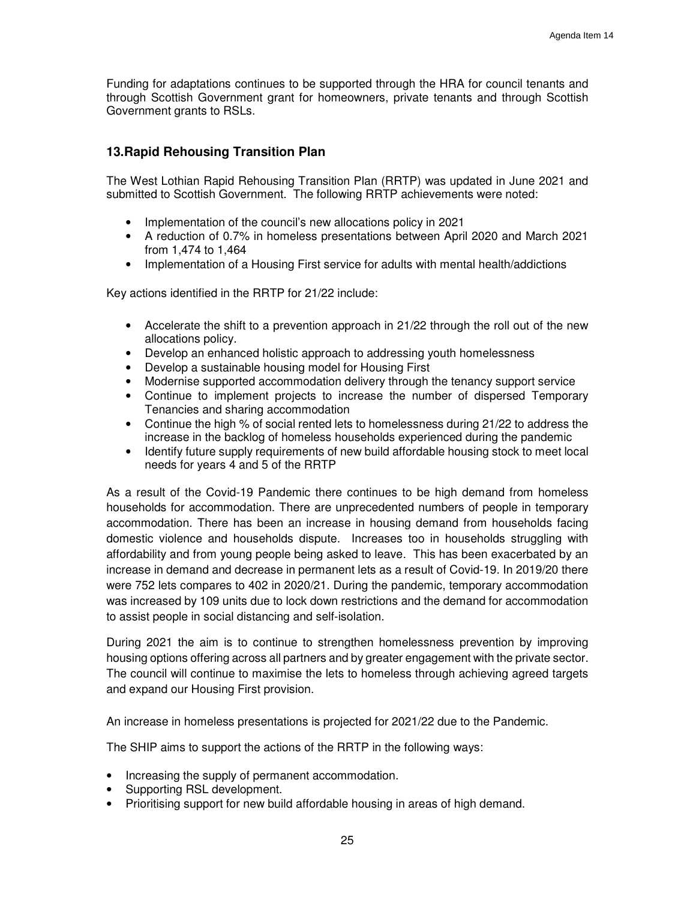Funding for adaptations continues to be supported through the HRA for council tenants and through Scottish Government grant for homeowners, private tenants and through Scottish Government grants to RSLs.

## 13. Rapid Rehousing Transition Plan

The West Lothian Rapid Rehousing Transition Plan (RRTP) was updated in June 2021 and submitted to Scottish Government. The following RRTP achievements were noted:

- Implementation of the council's new allocations policy in 2021
- A reduction of 0.7% in homeless presentations between April 2020 and March 2021 from 1,474 to 1,464
- Implementation of a Housing First service for adults with mental health/addictions

Key actions identified in the RRTP for 21/22 include:

- Accelerate the shift to a prevention approach in 21/22 through the roll out of the new allocations policy.
- Develop an enhanced holistic approach to addressing youth homelessness
- Develop a sustainable housing model for Housing First
- Modernise supported accommodation delivery through the tenancy support service
- Continue to implement projects to increase the number of dispersed Temporary Tenancies and sharing accommodation
- Continue the high % of social rented lets to homelessness during 21/22 to address the increase in the backlog of homeless households experienced during the pandemic
- Identify future supply requirements of new build affordable housing stock to meet local needs for years 4 and 5 of the RRTP

As a result of the Covid-19 Pandemic there continues to be high demand from homeless households for accommodation. There are unprecedented numbers of people in temporary accommodation. There has been an increase in housing demand from households facing domestic violence and households dispute. Increases too in households struggling with affordability and from young people being asked to leave. This has been exacerbated by an increase in demand and decrease in permanent lets as a result of Covid-19. In 2019/20 there were 752 lets compares to 402 in 2020/21. During the pandemic, temporary accommodation was increased by 109 units due to lock down restrictions and the demand for accommodation to assist people in social distancing and self-isolation.

During 2021 the aim is to continue to strengthen homelessness prevention by improving housing options offering across all partners and by greater engagement with the private sector. The council will continue to maximise the lets to homeless through achieving agreed targets and expand our Housing First provision.

An increase in homeless presentations is projected for 2021/22 due to the Pandemic.

The SHIP aims to support the actions of the RRTP in the following ways:

- Increasing the supply of permanent accommodation.
- Supporting RSL development.
- Prioritising support for new build affordable housing in areas of high demand.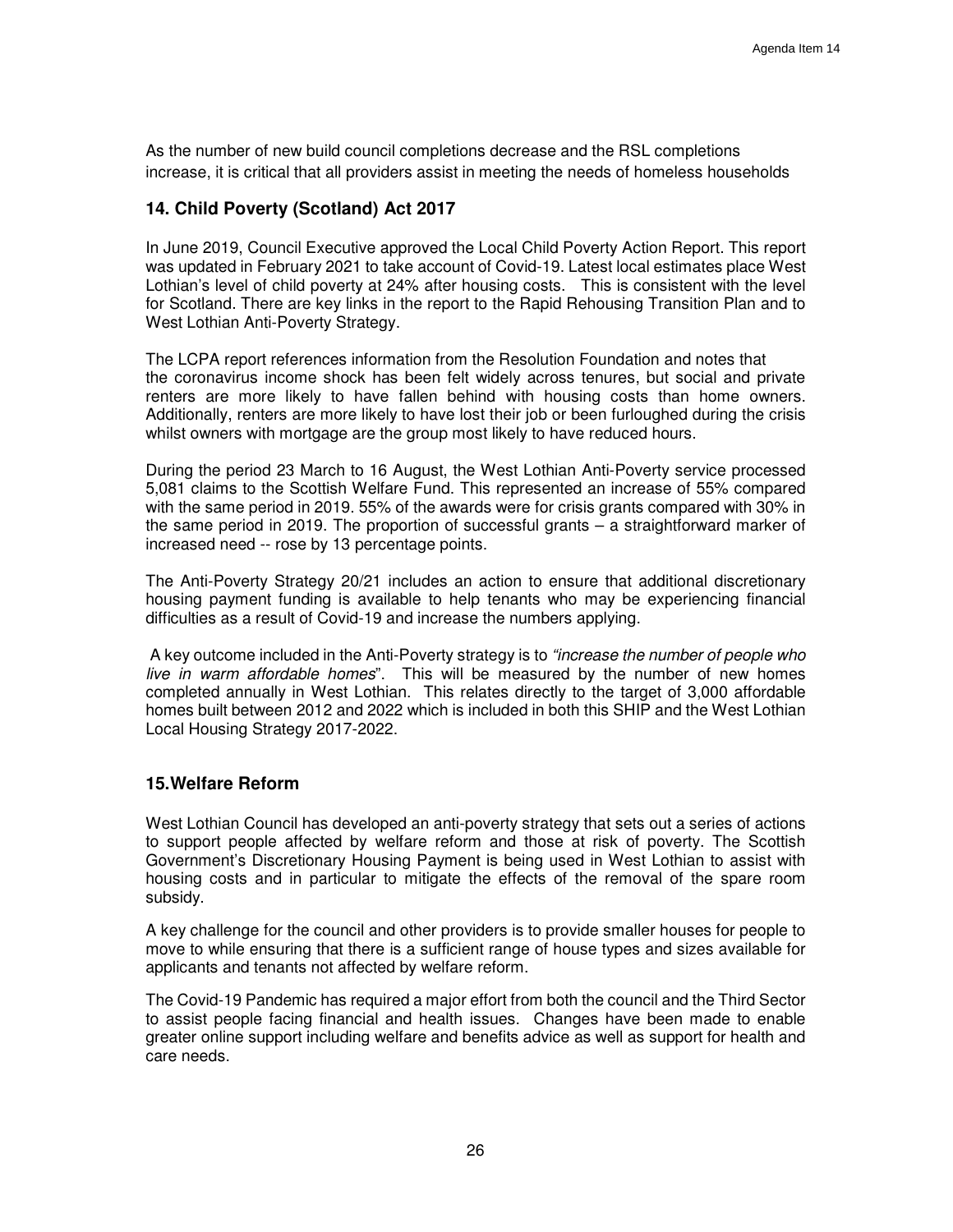As the number of new build council completions decrease and the RSL completions increase, it is critical that all providers assist in meeting the needs of homeless households

## 14. Child Poverty (Scotland) Act 2017

In June 2019, Council Executive approved the Local Child Poverty Action Report. This report was updated in February 2021 to take account of Covid-19. Latest local estimates place West Lothian's level of child poverty at 24% after housing costs. This is consistent with the level for Scotland. There are key links in the report to the Rapid Rehousing Transition Plan and to West Lothian Anti-Poverty Strategy.

The LCPA report references information from the Resolution Foundation and notes that the coronavirus income shock has been felt widely across tenures, but social and private renters are more likely to have fallen behind with housing costs than home owners. Additionally, renters are more likely to have lost their job or been furloughed during the crisis whilst owners with mortgage are the group most likely to have reduced hours.

During the period 23 March to 16 August, the West Lothian Anti-Poverty service processed 5,081 claims to the Scottish Welfare Fund. This represented an increase of 55% compared with the same period in 2019. 55% of the awards were for crisis grants compared with 30% in the same period in 2019. The proportion of successful grants – a straightforward marker of increased need -- rose by 13 percentage points.

The Anti-Poverty Strategy 20/21 includes an action to ensure that additional discretionary housing payment funding is available to help tenants who may be experiencing financial difficulties as a result of Covid-19 and increase the numbers applying.

A key outcome included in the Anti-Poverty strategy is to *"increase the number of people who live in warm affordable homes*". This will be measured by the number of new homes completed annually in West Lothian. This relates directly to the target of 3,000 affordable homes built between 2012 and 2022 which is included in both this SHIP and the West Lothian Local Housing Strategy 2017-2022.

## 15. Welfare Reform

West Lothian Council has developed an anti-poverty strategy that sets out a series of actions to support people affected by welfare reform and those at risk of poverty. The Scottish Government's Discretionary Housing Payment is being used in West Lothian to assist with housing costs and in particular to mitigate the effects of the removal of the spare room subsidy.

A key challenge for the council and other providers is to provide smaller houses for people to move to while ensuring that there is a sufficient range of house types and sizes available for applicants and tenants not affected by welfare reform.

The Covid-19 Pandemic has required a major effort from both the council and the Third Sector to assist people facing financial and health issues. Changes have been made to enable greater online support including welfare and benefits advice as well as support for health and care needs.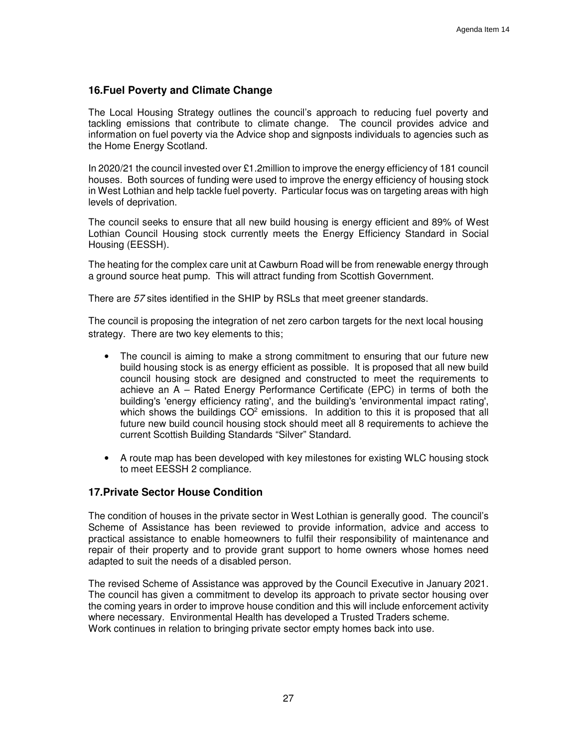## 16. Fuel Poverty and Climate Change

The Local Housing Strategy outlines the council's approach to reducing fuel poverty and tackling emissions that contribute to climate change. The council provides advice and information on fuel poverty via the Advice shop and signposts individuals to agencies such as the Home Energy Scotland.

In 2020/21 the council invested over £1.2million to improve the energy efficiency of 181 council houses. Both sources of funding were used to improve the energy efficiency of housing stock in West Lothian and help tackle fuel poverty. Particular focus was on targeting areas with high levels of deprivation.

The council seeks to ensure that all new build housing is energy efficient and 89% of West Lothian Council Housing stock currently meets the Energy Efficiency Standard in Social Housing (EESSH).

The heating for the complex care unit at Cawburn Road will be from renewable energy through a ground source heat pump. This will attract funding from Scottish Government.

There are *57* sites identified in the SHIP by RSLs that meet greener standards.

The council is proposing the integration of net zero carbon targets for the next local housing strategy. There are two key elements to this;

- The council is aiming to make a strong commitment to ensuring that our future new build housing stock is as energy efficient as possible. It is proposed that all new build council housing stock are designed and constructed to meet the requirements to achieve an A – Rated Energy Performance Certificate (EPC) in terms of both the building's 'energy efficiency rating', and the building's 'environmental impact rating', which shows the buildings $CO^2$ emissions. In addition to this it is proposed that all future new build council housing stock should meet all 8 requirements to achieve the current Scottish Building Standards "Silver" Standard.
- A route map has been developed with key milestones for existing WLC housing stock to meet EESSH 2 compliance.

## 17. Private Sector House Condition

The condition of houses in the private sector in West Lothian is generally good. The council's Scheme of Assistance has been reviewed to provide information, advice and access to practical assistance to enable homeowners to fulfil their responsibility of maintenance and repair of their property and to provide grant support to home owners whose homes need adapted to suit the needs of a disabled person.

The revised Scheme of Assistance was approved by the Council Executive in January 2021. The council has given a commitment to develop its approach to private sector housing over the coming years in order to improve house condition and this will include enforcement activity where necessary. Environmental Health has developed a Trusted Traders scheme.
Work continues in relation to bringing private sector empty homes back into use.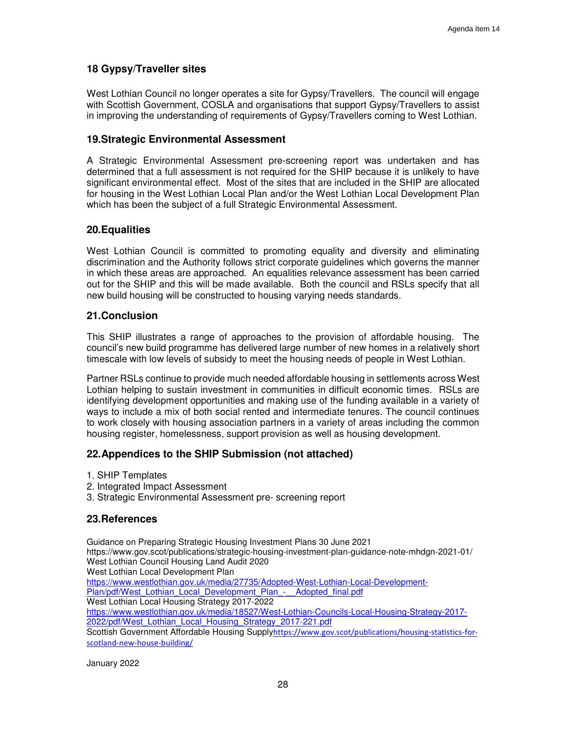## 18 Gypsy/Traveller sites

West Lothian Council no longer operates a site for Gypsy/Travellers. The council will engage with Scottish Government, COSLA and organisations that support Gypsy/Travellers to assist in improving the understanding of requirements of Gypsy/Travellers coming to West Lothian.

## 19. Strategic Environmental Assessment

A Strategic Environmental Assessment pre-screening report was undertaken and has determined that a full assessment is not required for the SHIP because it is unlikely to have significant environmental effect. Most of the sites that are included in the SHIP are allocated for housing in the West Lothian Local Plan and/or the West Lothian Local Development Plan which has been the subject of a full Strategic Environmental Assessment.

## 20. Equalities

West Lothian Council is committed to promoting equality and diversity and eliminating discrimination and the Authority follows strict corporate guidelines which governs the manner in which these areas are approached. An equalities relevance assessment has been carried out for the SHIP and this will be made available. Both the council and RSLs specify that all new build housing will be constructed to housing varying needs standards.

## 21. Conclusion

This SHIP illustrates a range of approaches to the provision of affordable housing. The council's new build programme has delivered large number of new homes in a relatively short timescale with low levels of subsidy to meet the housing needs of people in West Lothian.

Partner RSLs continue to provide much needed affordable housing in settlements across West Lothian helping to sustain investment in communities in difficult economic times. RSLs are identifying development opportunities and making use of the funding available in a variety of ways to include a mix of both social rented and intermediate tenures. The council continues to work closely with housing association partners in a variety of areas including the common housing register, homelessness, support provision as well as housing development.

## 22. Appendices to the SHIP Submission (not attached)

1. SHIP Templates
2. Integrated Impact Assessment
3. Strategic Environmental Assessment pre- screening report

## 23. References

Guidance on Preparing Strategic Housing Investment Plans 30 June 2021
https://www.gov.scot/publications/strategic-housing-investment-plan-guidance-note-mhdgn-2021-01/
West Lothian Council Housing Land Audit 2020
West Lothian Local Development Plan
https://www.westlothian.gov.uk/media/27735/Adopted-West-Lothian-Local-Development-Plan/pdf/West_Lothian_Local_Development_Plan_-__Adopted_final.pdf
West Lothian Local Housing Strategy 2017-2022
https://www.westlothian.gov.uk/media/18527/West-Lothian-Councils-Local-Housing-Strategy-2017-2022/pdf/West_Lothian_Local_Housing_Strategy_2017-221.pdf
Scottish Government Affordable Housing Supply https://www.gov.scot/publications/housing-statistics-for-scotland-new-house-building/

January 2022